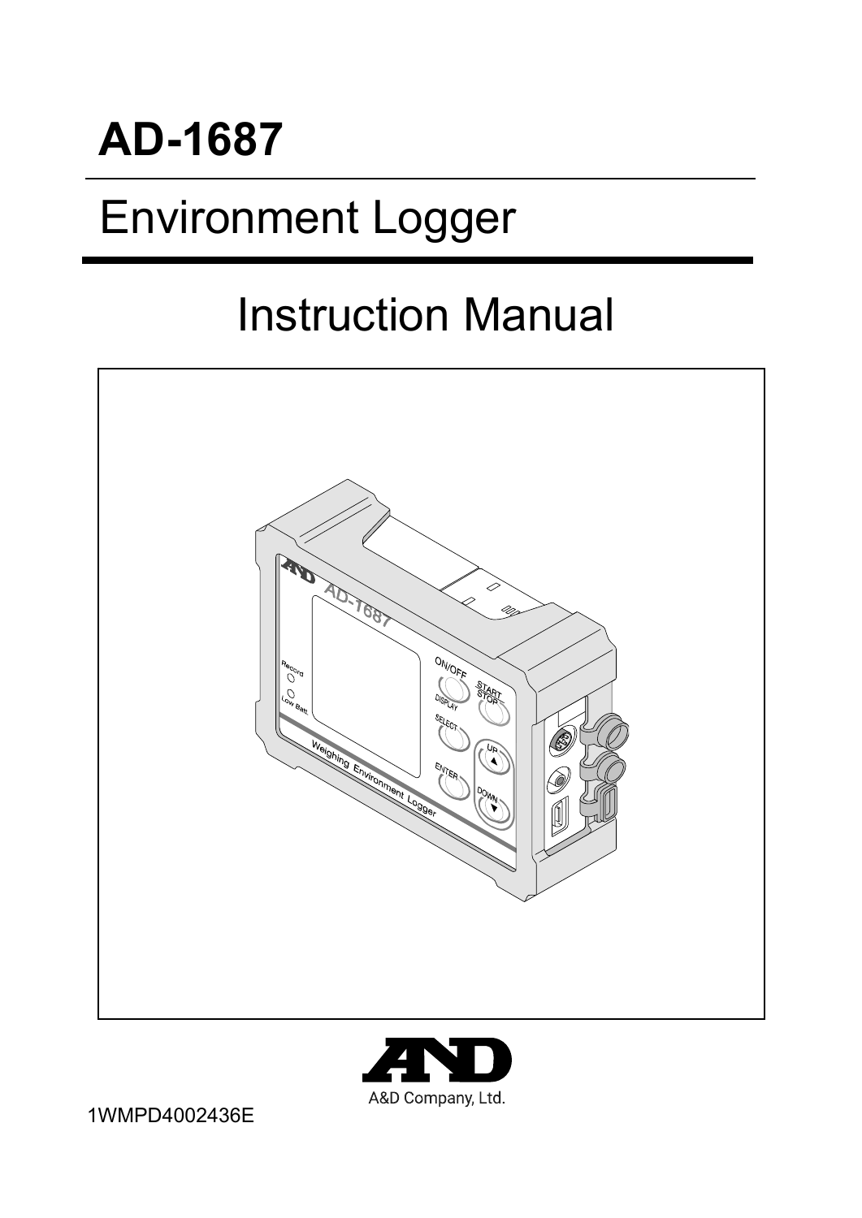# AD-1687

## Environment Logger

## Instruction Manual

A&D Company, Ltd.

1WMPD4002436E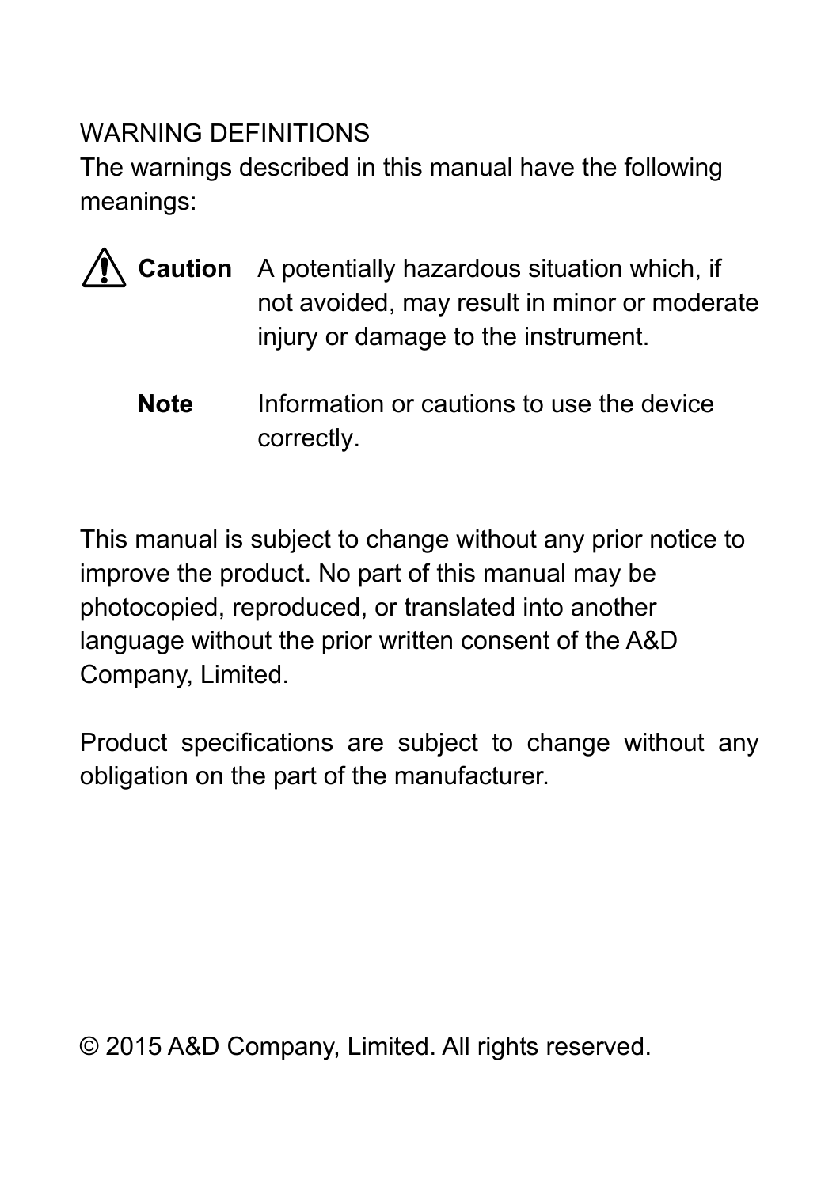WARNING DEFINITIONS

The warnings described in this manual have the following meanings:

| | |
|---|---|
| ⚠ **Caution** | A potentially hazardous situation which, if not avoided, may result in minor or moderate injury or damage to the instrument. |
| **Note** | Information or cautions to use the device correctly. |

This manual is subject to change without any prior notice to improve the product. No part of this manual may be photocopied, reproduced, or translated into another language without the prior written consent of the A&D Company, Limited.

Product specifications are subject to change without any obligation on the part of the manufacturer.

© 2015 A&D Company, Limited. All rights reserved.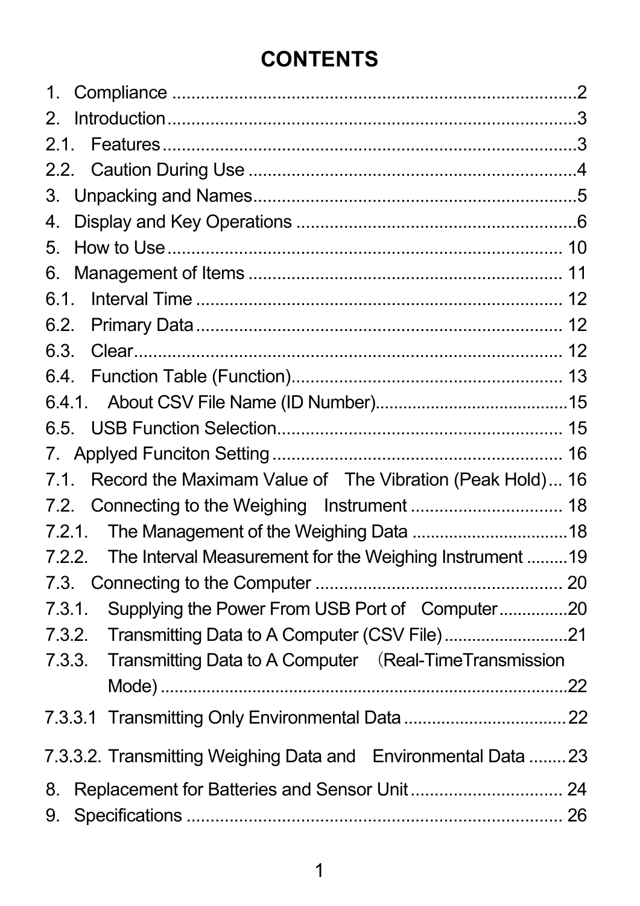# CONTENTS

1. Compliance .................................................................................2
2. Introduction...................................................................................3
2.1. Features....................................................................................3
2.2. Caution During Use ..................................................................4
3. Unpacking and Names.................................................................5
4. Display and Key Operations ........................................................6
5. How to Use.................................................................................. 10
6. Management of Items ................................................................ 11
6.1. Interval Time ........................................................................... 12
6.2. Primary Data ........................................................................... 12
6.3. Clear........................................................................................ 12
6.4. Function Table (Function)........................................................ 13
6.4.1. About CSV File Name (ID Number)........................................15
6.5. USB Function Selection........................................................... 15
7. Applyed Funciton Setting ............................................................ 16
7.1. Record the Maximam Value of The Vibration (Peak Hold)... 16
7.2. Connecting to the Weighing Instrument ............................... 18
7.2.1. The Management of the Weighing Data ................................18
7.2.2. The Interval Measurement for the Weighing Instrument .........19
7.3. Connecting to the Computer ................................................... 20
7.3.1. Supplying the Power From USB Port of Computer..............20
7.3.2. Transmitting Data to A Computer (CSV File) ..........................21
7.3.3. Transmitting Data to A Computer （Real-TimeTransmission Mode) ......................................................................22
7.3.3.1 Transmitting Only Environmental Data ..................................22
7.3.3.2. Transmitting Weighing Data and Environmental Data ........23
8. Replacement for Batteries and Sensor Unit ............................... 24
9. Specifications ............................................................................. 26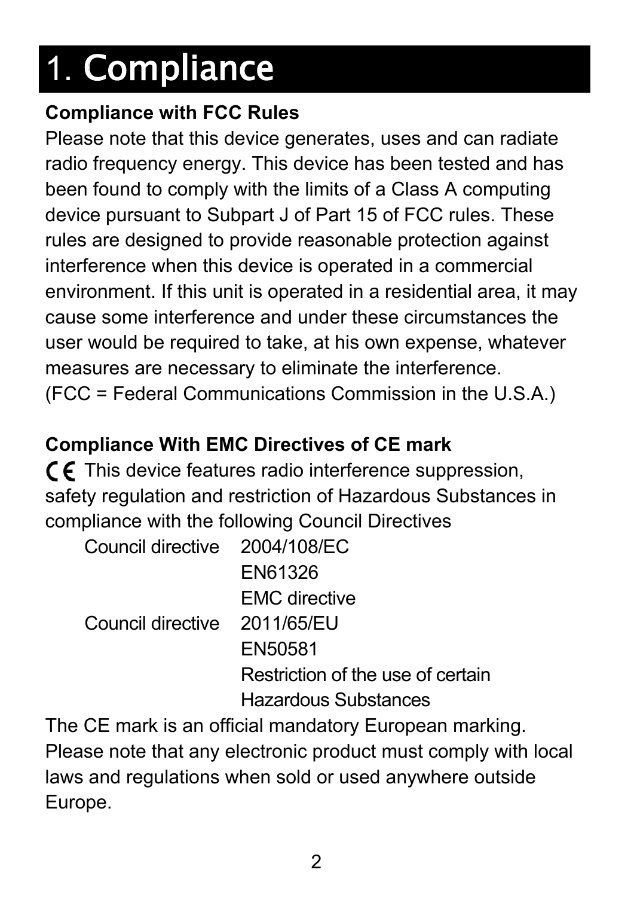# 1. Compliance

**Compliance with FCC Rules**

Please note that this device generates, uses and can radiate radio frequency energy. This device has been tested and has been found to comply with the limits of a Class A computing device pursuant to Subpart J of Part 15 of FCC rules. These rules are designed to provide reasonable protection against interference when this device is operated in a commercial environment. If this unit is operated in a residential area, it may cause some interference and under these circumstances the user would be required to take, at his own expense, whatever measures are necessary to eliminate the interference.
(FCC = Federal Communications Commission in the U.S.A.)

**Compliance With EMC Directives of CE mark**

CE This device features radio interference suppression, safety regulation and restriction of Hazardous Substances in compliance with the following Council Directives

| | |
|---|---|
| Council directive | 2004/108/EC |
| | EN61326 |
| | EMC directive |
| Council directive | 2011/65/EU |
| | EN50581 |
| | Restriction of the use of certain Hazardous Substances |

The CE mark is an official mandatory European marking. Please note that any electronic product must comply with local laws and regulations when sold or used anywhere outside Europe.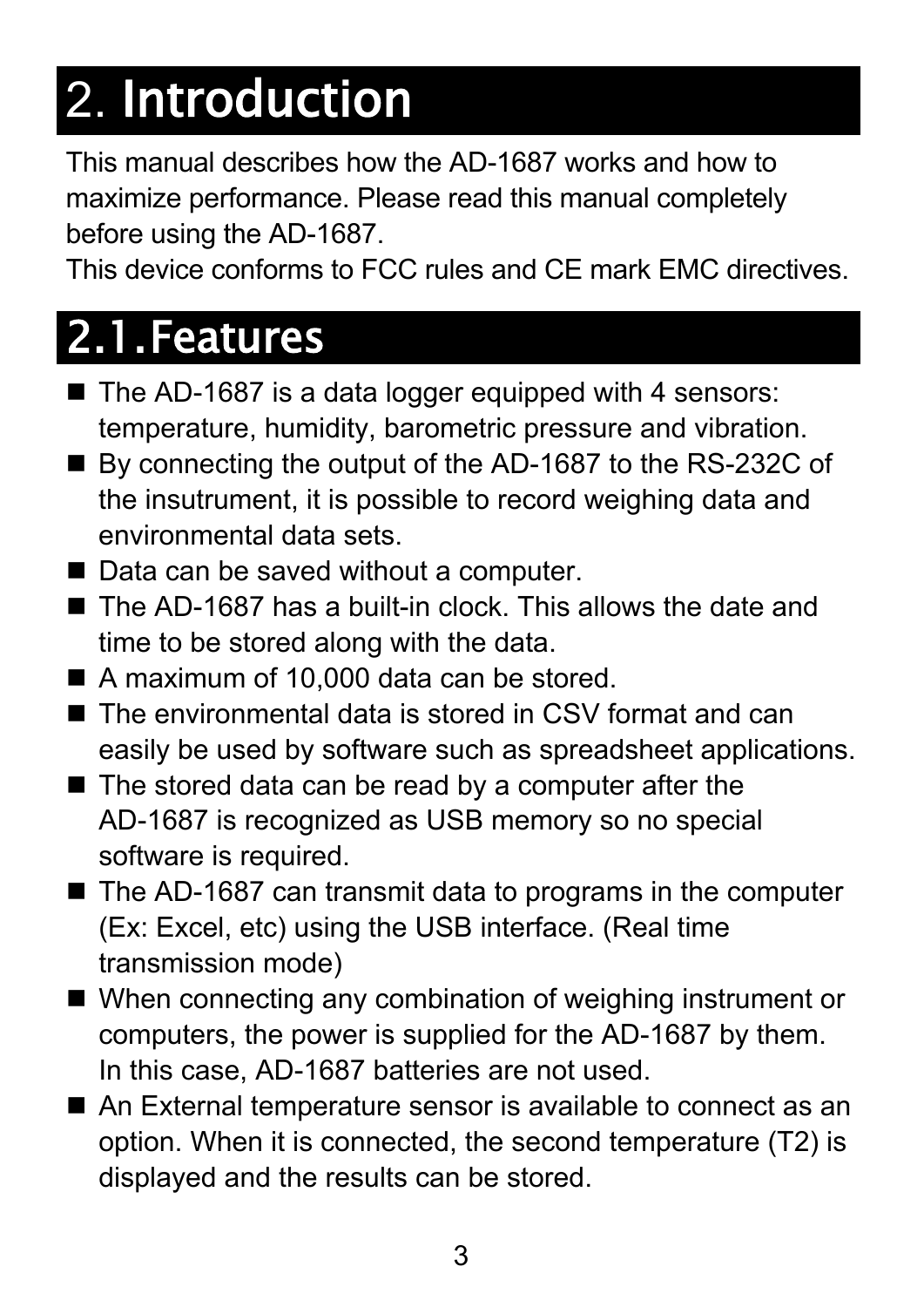# 2. Introduction

This manual describes how the AD-1687 works and how to maximize performance. Please read this manual completely before using the AD-1687.
This device conforms to FCC rules and CE mark EMC directives.

## 2.1. Features

- The AD-1687 is a data logger equipped with 4 sensors: temperature, humidity, barometric pressure and vibration.
- By connecting the output of the AD-1687 to the RS-232C of the insutrument, it is possible to record weighing data and environmental data sets.
- Data can be saved without a computer.
- The AD-1687 has a built-in clock. This allows the date and time to be stored along with the data.
- A maximum of 10,000 data can be stored.
- The environmental data is stored in CSV format and can easily be used by software such as spreadsheet applications.
- The stored data can be read by a computer after the AD-1687 is recognized as USB memory so no special software is required.
- The AD-1687 can transmit data to programs in the computer (Ex: Excel, etc) using the USB interface. (Real time transmission mode)
- When connecting any combination of weighing instrument or computers, the power is supplied for the AD-1687 by them. In this case, AD-1687 batteries are not used.
- An External temperature sensor is available to connect as an option. When it is connected, the second temperature (T2) is displayed and the results can be stored.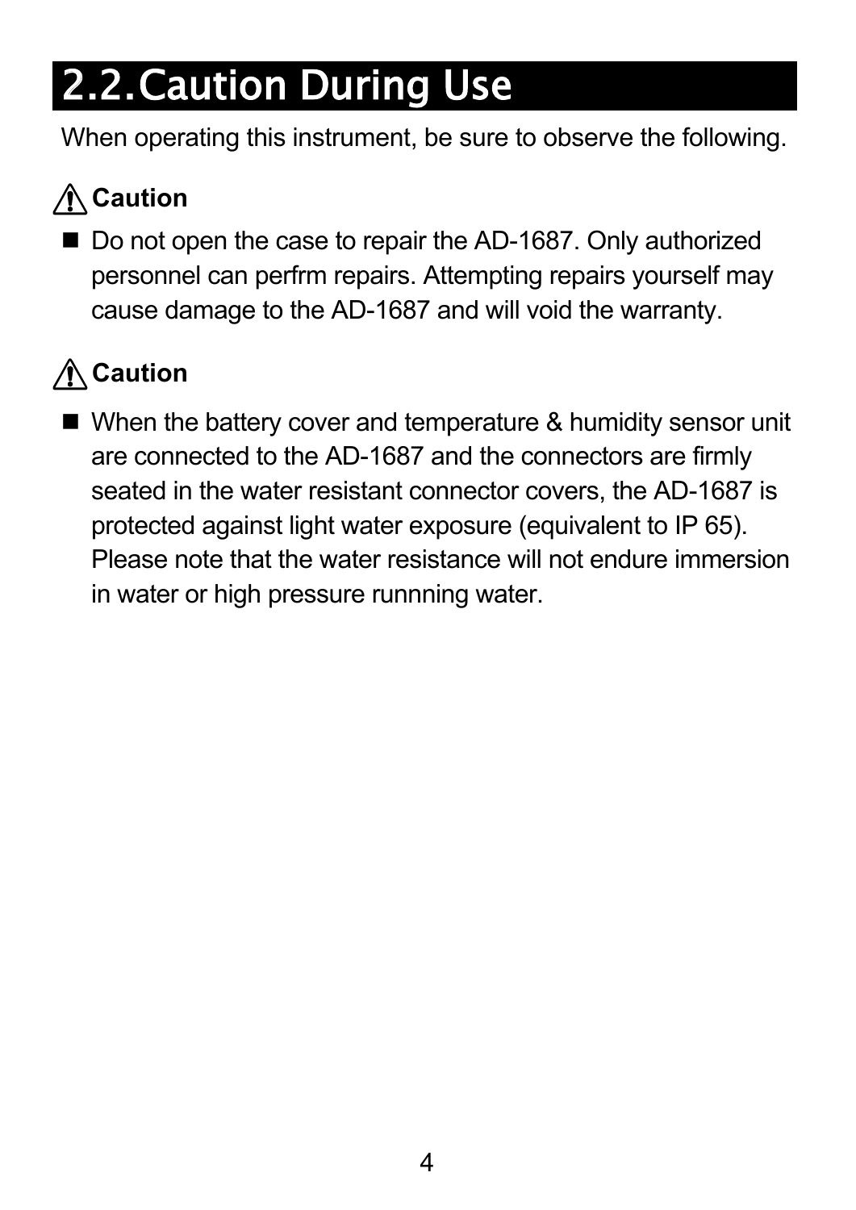## 2.2. Caution During Use

When operating this instrument, be sure to observe the following.

⚠ **Caution**

- Do not open the case to repair the AD-1687. Only authorized personnel can perfrm repairs. Attempting repairs yourself may cause damage to the AD-1687 and will void the warranty.

⚠ **Caution**

- When the battery cover and temperature & humidity sensor unit are connected to the AD-1687 and the connectors are firmly seated in the water resistant connector covers, the AD-1687 is protected against light water exposure (equivalent to IP 65). Please note that the water resistance will not endure immersion in water or high pressure runnning water.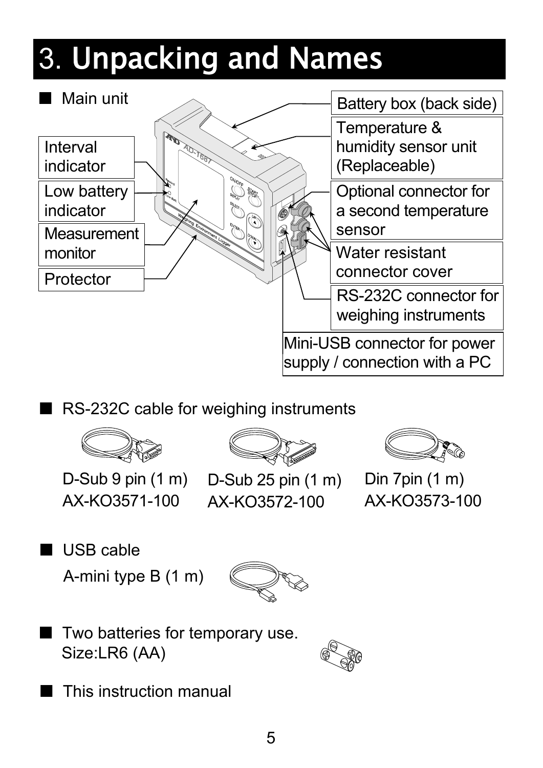// Unpacking and Names (section 3)

# 3. Unpacking and Names

■ Main unit

- Battery box (back side)
- Temperature & humidity sensor unit (Replaceable)
- Interval indicator
- Low battery indicator
- Optional connector for a second temperature sensor
- Measurement monitor
- Water resistant connector cover
- Protector
- RS-232C connector for weighing instruments
- Mini-USB connector for power supply / connection with a PC

■ RS-232C cable for weighing instruments

| D-Sub 9 pin (1 m) | D-Sub 25 pin (1 m) | Din 7pin (1 m) |
|---|---|---|
| AX-KO3571-100 | AX-KO3572-100 | AX-KO3573-100 |

■ USB cable

A-mini type B (1 m)

■ Two batteries for temporary use.
Size:LR6 (AA)

■ This instruction manual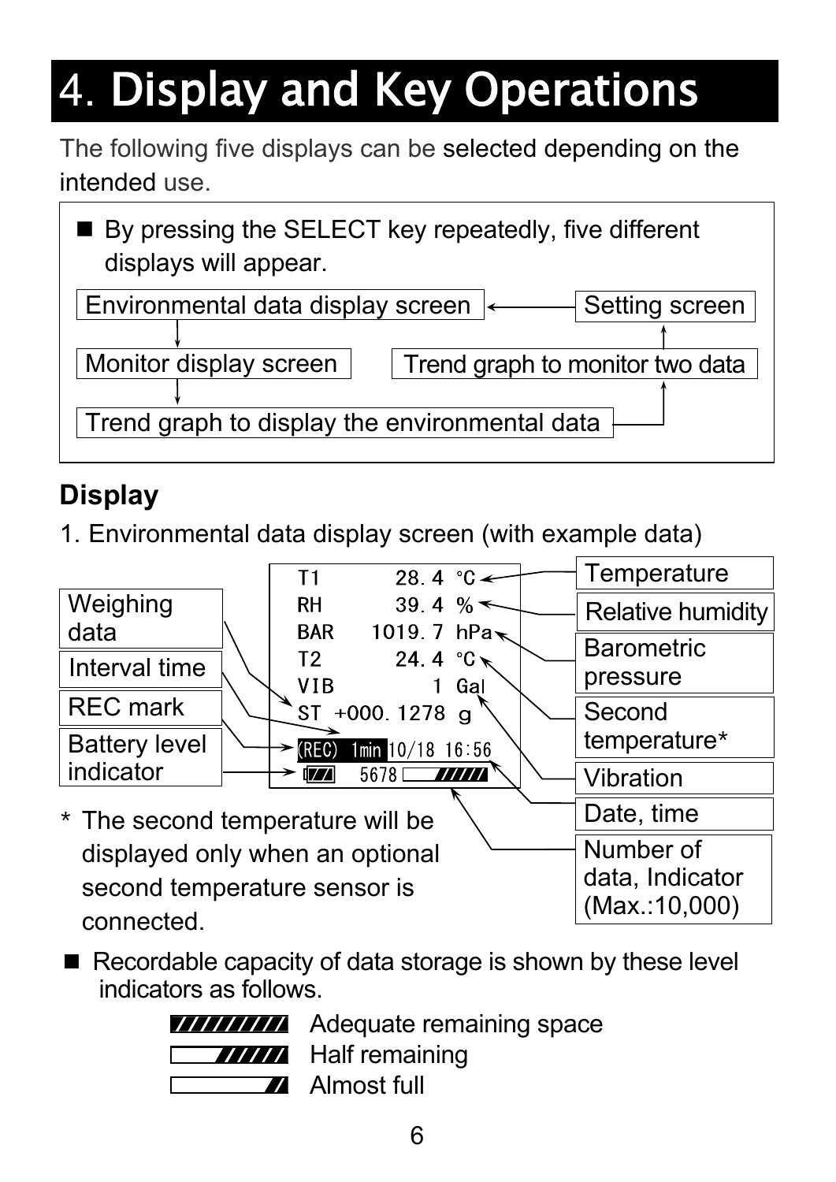# 4. Display and Key Operations

The following five displays can be selected depending on the intended use.

- By pressing the SELECT key repeatedly, five different displays will appear.

Environmental data display screen → Monitor display screen → Trend graph to display the environmental data → Trend graph to monitor two data → Setting screen → Environmental data display screen

## Display

1. Environmental data display screen (with example data)

```
T1        28.4 ℃
RH        39.4 %
BAR     1019.7 hPa
T2        24.4 ℃
VIB          1 Gal
ST  +000.1278 g
(REC) 1min 10/18 16:56
[battery]  5678 [indicator]
```

Weighing data, Interval time, REC mark, Battery level indicator, Temperature, Relative humidity, Barometric pressure, Second temperature*, Vibration, Date, time, Number of data, Indicator (Max.:10,000)

\* The second temperature will be displayed only when an optional second temperature sensor is connected.

- Recordable capacity of data storage is shown by these level indicators as follows.

Adequate remaining space

Half remaining

Almost full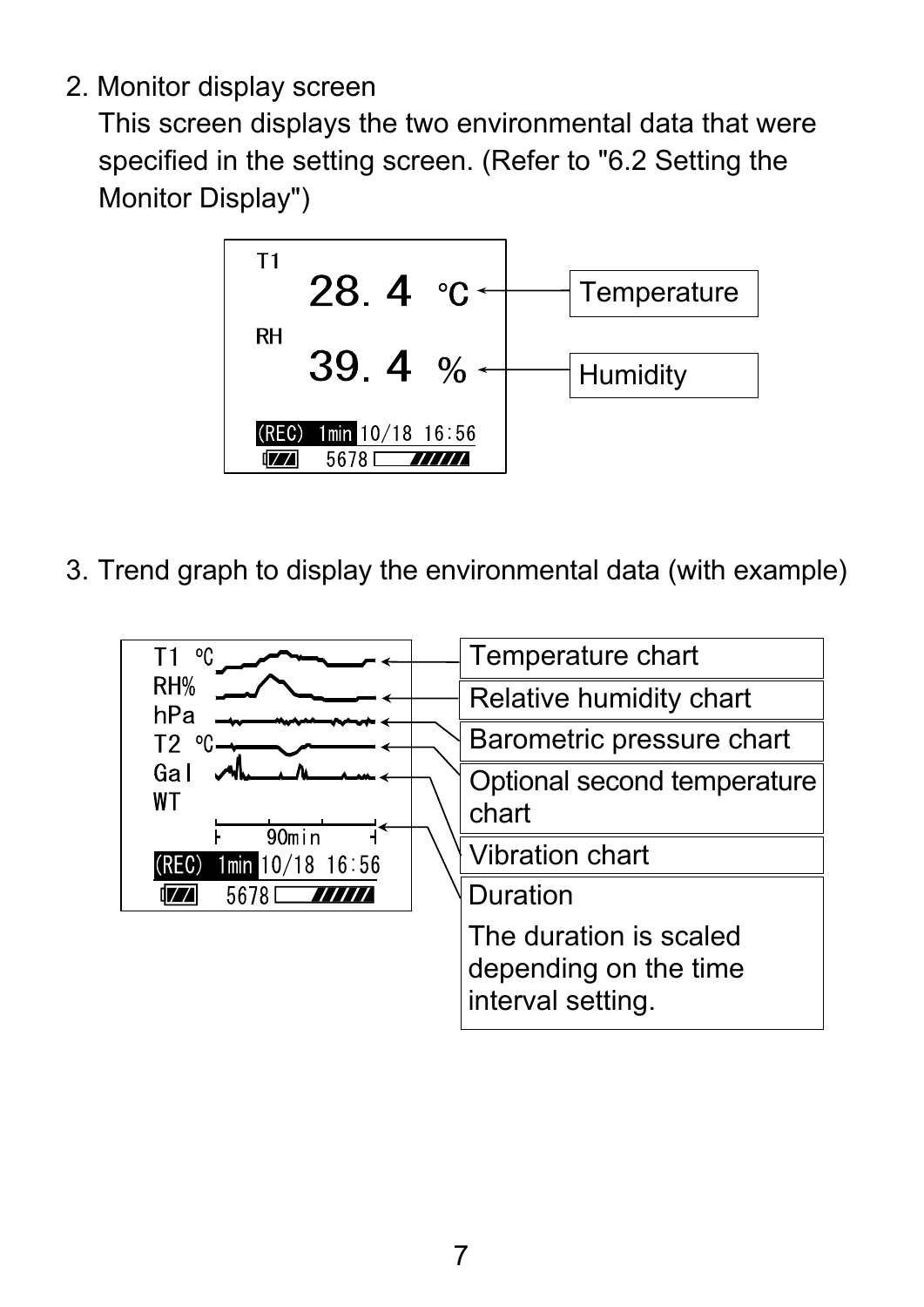2. Monitor display screen

   This screen displays the two environmental data that were specified in the setting screen. (Refer to "6.2 Setting the Monitor Display")

T1

28. 4 ℃ ← Temperature

RH

39. 4 % ← Humidity

(REC) 1min 10/18 16:56

5678

3. Trend graph to display the environmental data (with example)

| Display | Description |
| --- | --- |
| T1 ℃ | Temperature chart |
| RH% | Relative humidity chart |
| hPa | Barometric pressure chart |
| T2 ℃ | Optional second temperature chart |
| Gal | Vibration chart |
| 90min | Duration<br>The duration is scaled depending on the time interval setting. |

WT

(REC) 1min 10/18 16:56

5678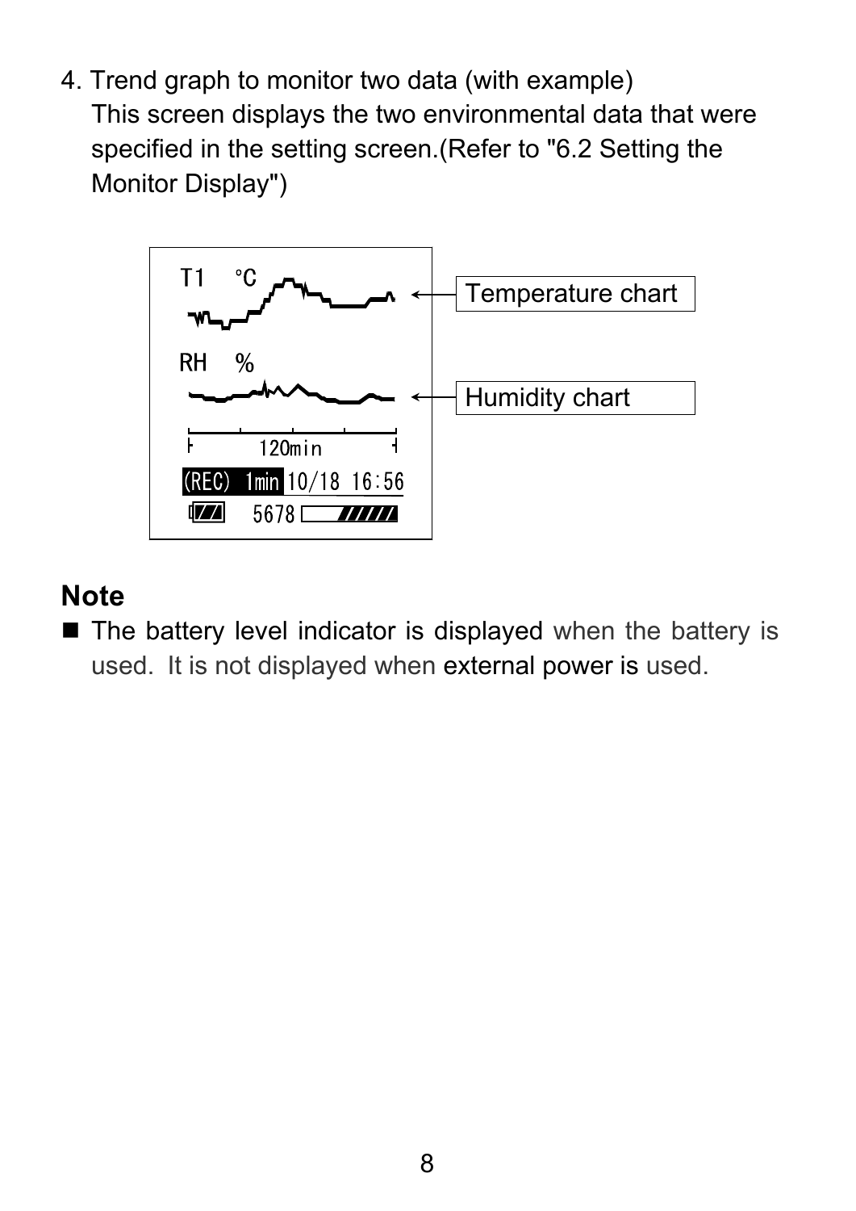4. Trend graph to monitor two data (with example)
   This screen displays the two environmental data that were specified in the setting screen.(Refer to "6.2 Setting the Monitor Display")

T1 °C

RH %

120min

(REC) 1min 10/18 16:56

5678

Temperature chart

Humidity chart

## Note

- The battery level indicator is displayed when the battery is used. It is not displayed when external power is used.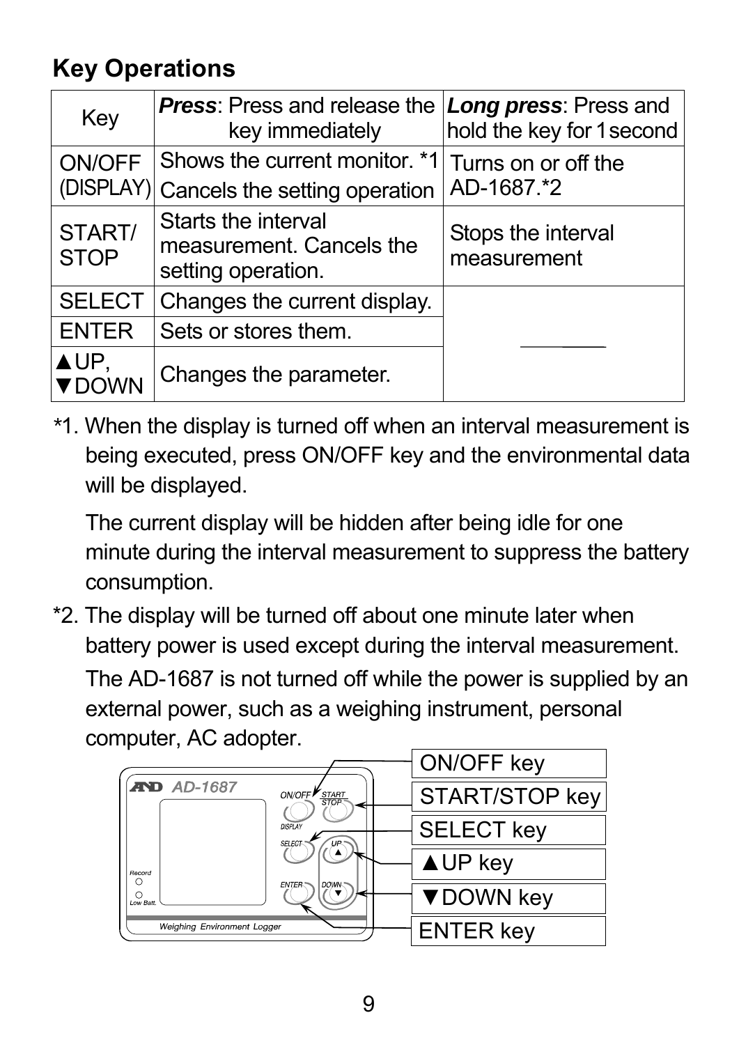## Key Operations

| Key | ***Press***: Press and release the key immediately | ***Long press***: Press and hold the key for 1 second |
|---|---|---|
| ON/OFF (DISPLAY) | Shows the current monitor. *1<br>Cancels the setting operation | Turns on or off the AD-1687.*2 |
| START/ STOP | Starts the interval measurement. Cancels the setting operation. | Stops the interval measurement |
| SELECT | Changes the current display. | —— |
| ENTER | Sets or stores them. | |
| ▲UP, ▼DOWN | Changes the parameter. | |

*1. When the display is turned off when an interval measurement is being executed, press ON/OFF key and the environmental data will be displayed.

The current display will be hidden after being idle for one minute during the interval measurement to suppress the battery consumption.

*2. The display will be turned off about one minute later when battery power is used except during the interval measurement.

The AD-1687 is not turned off while the power is supplied by an external power, such as a weighing instrument, personal computer, AC adopter.

ON/OFF key

START/STOP key

SELECT key

▲UP key

▼DOWN key

ENTER key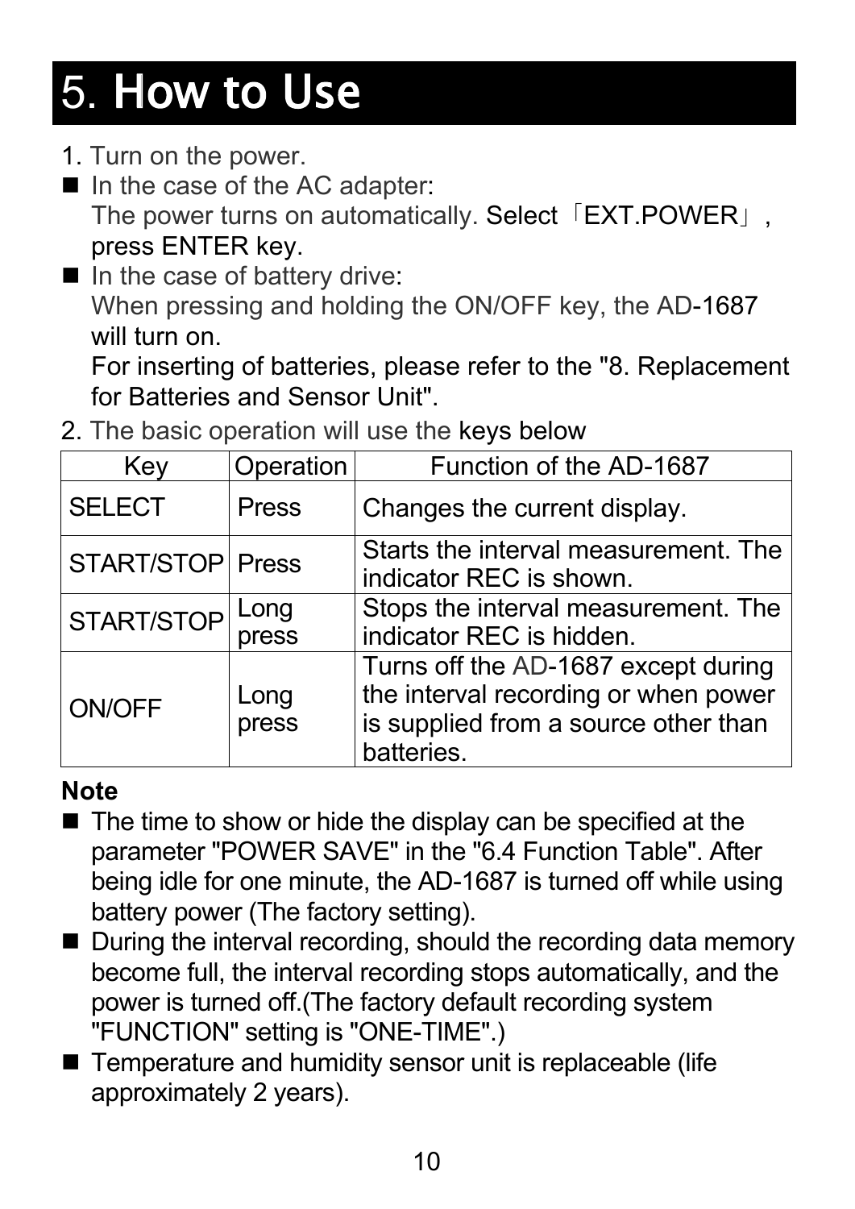# 5. How to Use

1. Turn on the power.

- In the case of the AC adapter:
  The power turns on automatically. Select「EXT.POWER」, press ENTER key.
- In the case of battery drive:
  When pressing and holding the ON/OFF key, the AD-1687 will turn on.
  For inserting of batteries, please refer to the "8. Replacement for Batteries and Sensor Unit".

2. The basic operation will use the keys below

| Key | Operation | Function of the AD-1687 |
|---|---|---|
| SELECT | Press | Changes the current display. |
| START/STOP | Press | Starts the interval measurement. The indicator REC is shown. |
| START/STOP | Long press | Stops the interval measurement. The indicator REC is hidden. |
| ON/OFF | Long press | Turns off the AD-1687 except during the interval recording or when power is supplied from a source other than batteries. |

**Note**

- The time to show or hide the display can be specified at the parameter "POWER SAVE" in the "6.4 Function Table". After being idle for one minute, the AD-1687 is turned off while using battery power (The factory setting).
- During the interval recording, should the recording data memory become full, the interval recording stops automatically, and the power is turned off.(The factory default recording system "FUNCTION" setting is "ONE-TIME".)
- Temperature and humidity sensor unit is replaceable (life approximately 2 years).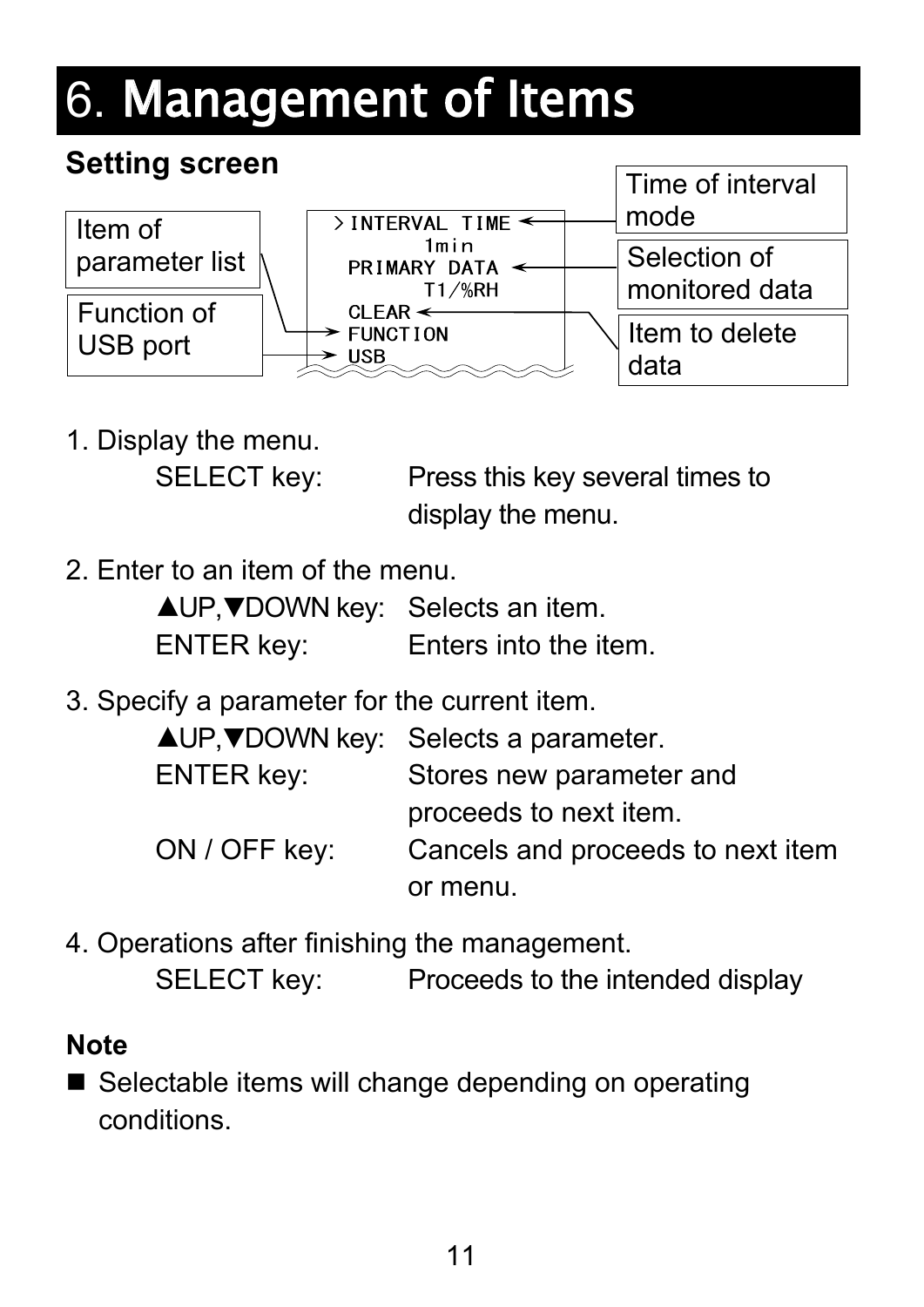# 6. Management of Items

**Setting screen**

```
>INTERVAL TIME        <- Time of interval mode
      1min
 PRIMARY DATA         <- Selection of monitored data
      T1/%RH
 CLEAR                <- Item to delete data
 FUNCTION             <- Item of parameter list
 USB                  <- Function of USB port
```

1. Display the menu.
   - SELECT key: Press this key several times to display the menu.

2. Enter to an item of the menu.
   - ▲UP,▼DOWN key: Selects an item.
   - ENTER key: Enters into the item.

3. Specify a parameter for the current item.
   - ▲UP,▼DOWN key: Selects a parameter.
   - ENTER key: Stores new parameter and proceeds to next item.
   - ON / OFF key: Cancels and proceeds to next item or menu.

4. Operations after finishing the management.
   - SELECT key: Proceeds to the intended display

**Note**

- Selectable items will change depending on operating conditions.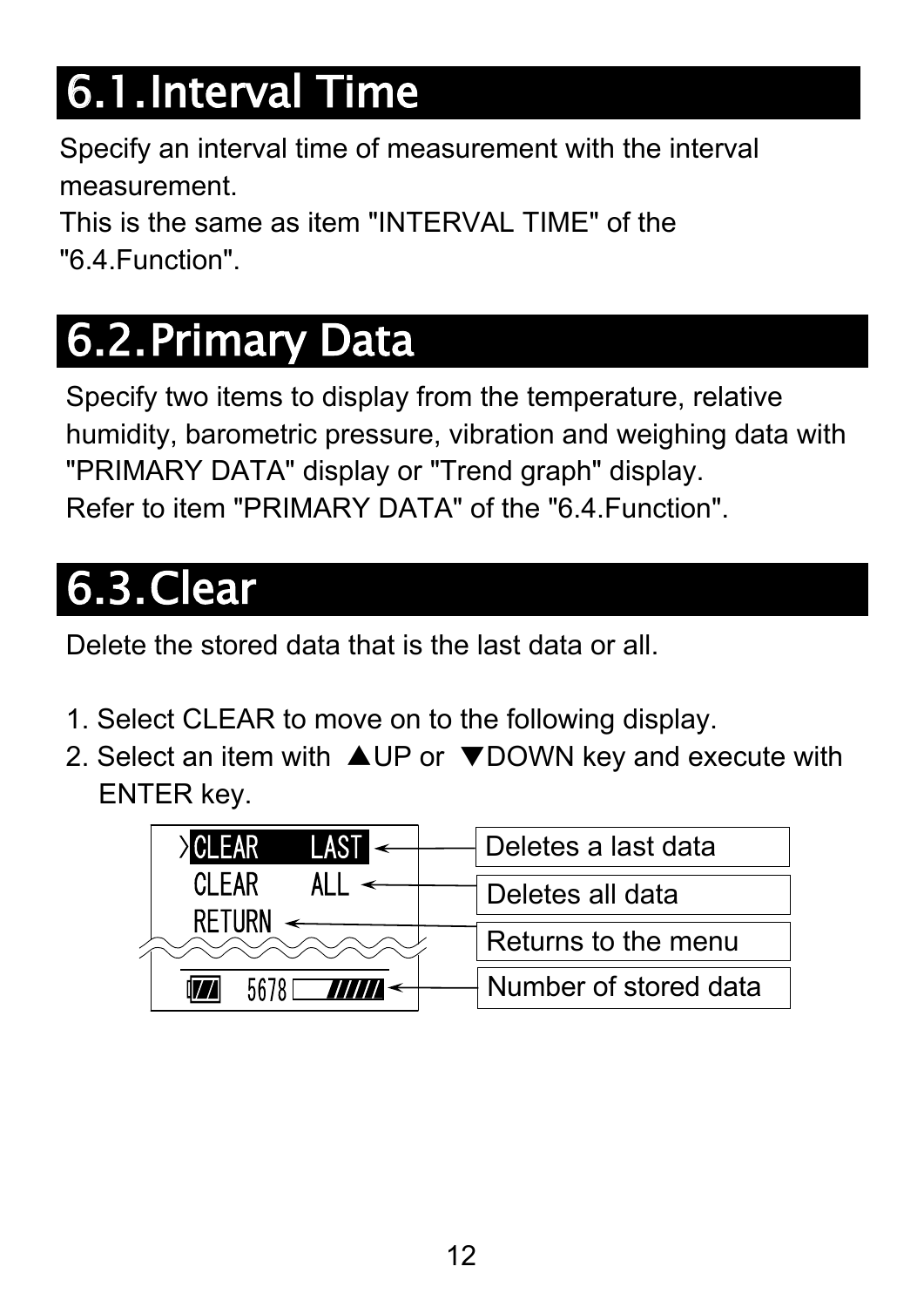# 6.1. Interval Time

Specify an interval time of measurement with the interval measurement.
This is the same as item "INTERVAL TIME" of the "6.4.Function".

# 6.2. Primary Data

Specify two items to display from the temperature, relative humidity, barometric pressure, vibration and weighing data with "PRIMARY DATA" display or "Trend graph" display.
Refer to item "PRIMARY DATA" of the "6.4.Function".

# 6.3. Clear

Delete the stored data that is the last data or all.

1. Select CLEAR to move on to the following display.
2. Select an item with ▲UP or ▼DOWN key and execute with ENTER key.

| Display | Description |
| --- | --- |
| CLEAR LAST | Deletes a last data |
| CLEAR ALL | Deletes all data |
| RETURN | Returns to the menu |
| 5678 | Number of stored data |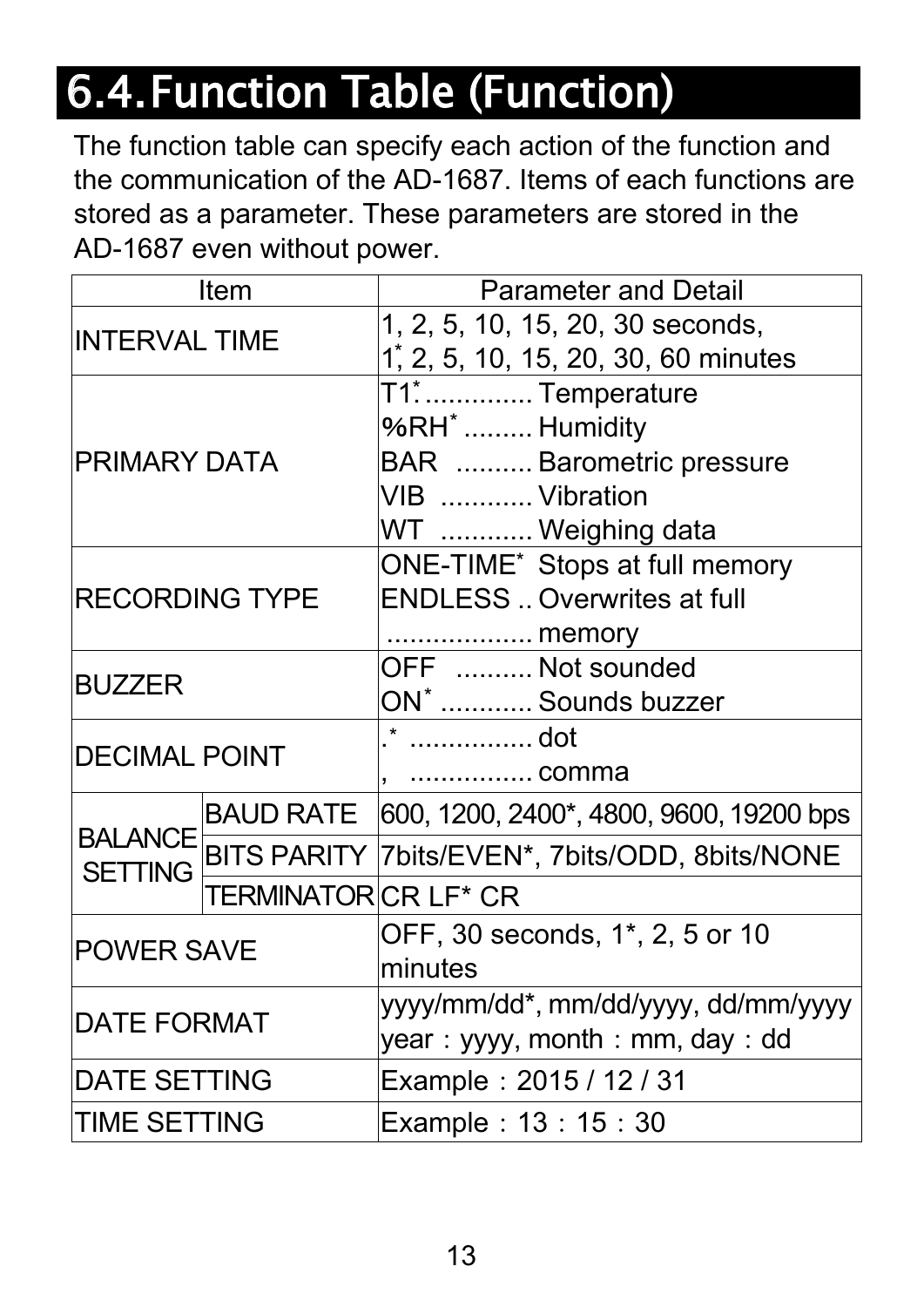# 6.4. Function Table (Function)

The function table can specify each action of the function and the communication of the AD-1687. Items of each functions are stored as a parameter. These parameters are stored in the AD-1687 even without power.

| Item | | Parameter and Detail |
|---|---|---|
| INTERVAL TIME | | 1, 2, 5, 10, 15, 20, 30 seconds,<br>1*, 2, 5, 10, 15, 20, 30, 60 minutes |
| PRIMARY DATA | | T1*.............. Temperature<br>%RH* ......... Humidity<br>BAR .......... Barometric pressure<br>VIB ............ Vibration<br>WT ............ Weighing data |
| RECORDING TYPE | | ONE-TIME* Stops at full memory<br>ENDLESS .. Overwrites at full<br>.................. memory |
| BUZZER | | OFF .......... Not sounded<br>ON* ............ Sounds buzzer |
| DECIMAL POINT | | .* ................ dot<br>, ................ comma |
| BALANCE SETTING | BAUD RATE | 600, 1200, 2400*, 4800, 9600, 19200 bps |
| | BITS PARITY | 7bits/EVEN*, 7bits/ODD, 8bits/NONE |
| | TERMINATOR | CR LF* CR |
| POWER SAVE | | OFF, 30 seconds, 1*, 2, 5 or 10 minutes |
| DATE FORMAT | | yyyy/mm/dd*, mm/dd/yyyy, dd/mm/yyyy<br>year：yyyy, month：mm, day：dd |
| DATE SETTING | | Example：2015 / 12 / 31 |
| TIME SETTING | | Example：13：15：30 |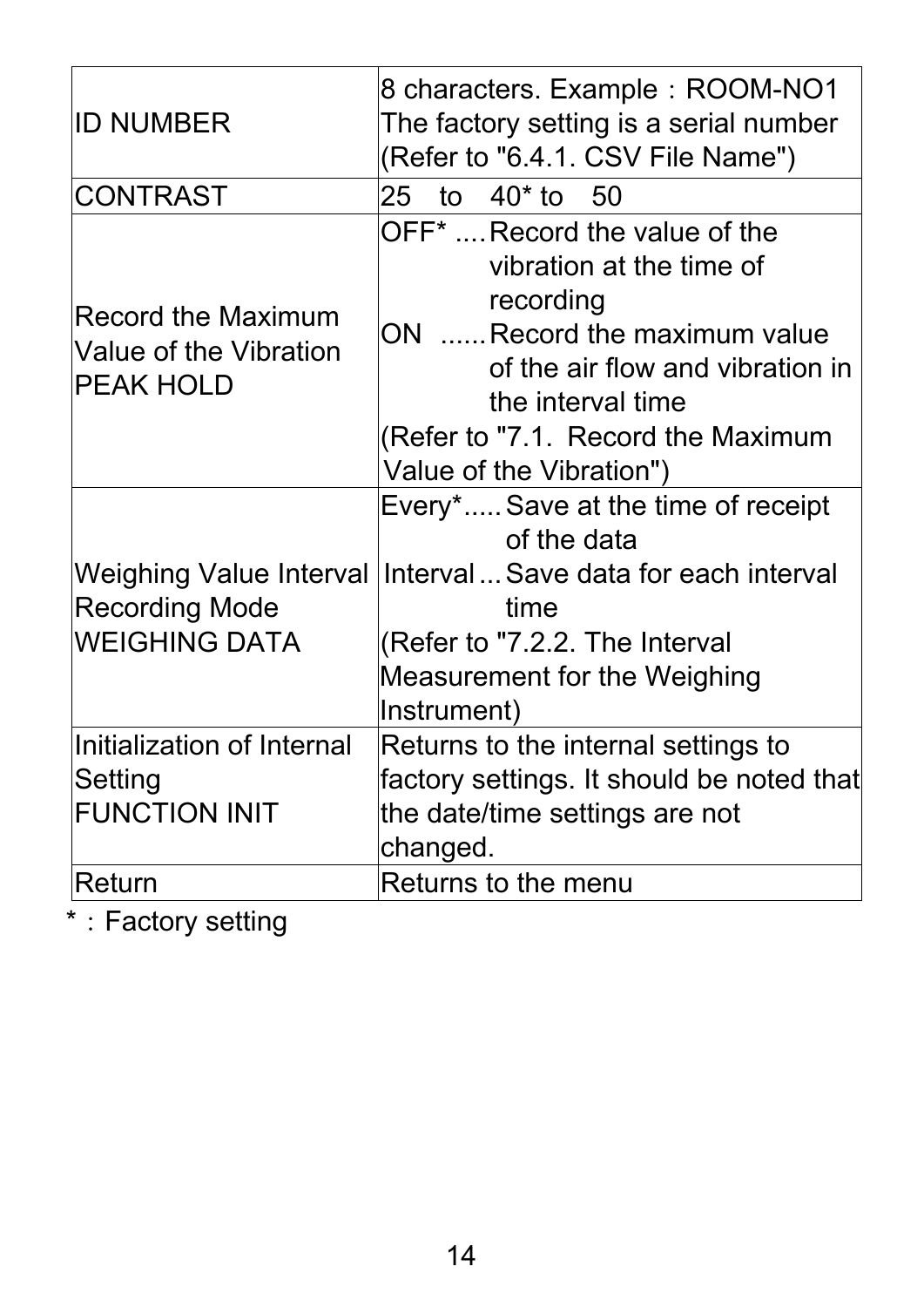| | |
|---|---|
| ID NUMBER | 8 characters. Example：ROOM-NO1<br>The factory setting is a serial number<br>(Refer to "6.4.1. CSV File Name") |
| CONTRAST | 25 to 40* to 50 |
| Record the Maximum Value of the Vibration<br>PEAK HOLD | OFF* ....Record the value of the vibration at the time of recording<br>ON ......Record the maximum value of the air flow and vibration in the interval time<br>(Refer to "7.1. Record the Maximum Value of the Vibration") |
| Weighing Value Interval Recording Mode<br>WEIGHING DATA | Every*.....Save at the time of receipt of the data<br>Interval...Save data for each interval time<br>(Refer to "7.2.2. The Interval Measurement for the Weighing Instrument) |
| Initialization of Internal Setting<br>FUNCTION INIT | Returns to the internal settings to factory settings. It should be noted that the date/time settings are not changed. |
| Return | Returns to the menu |

*：Factory setting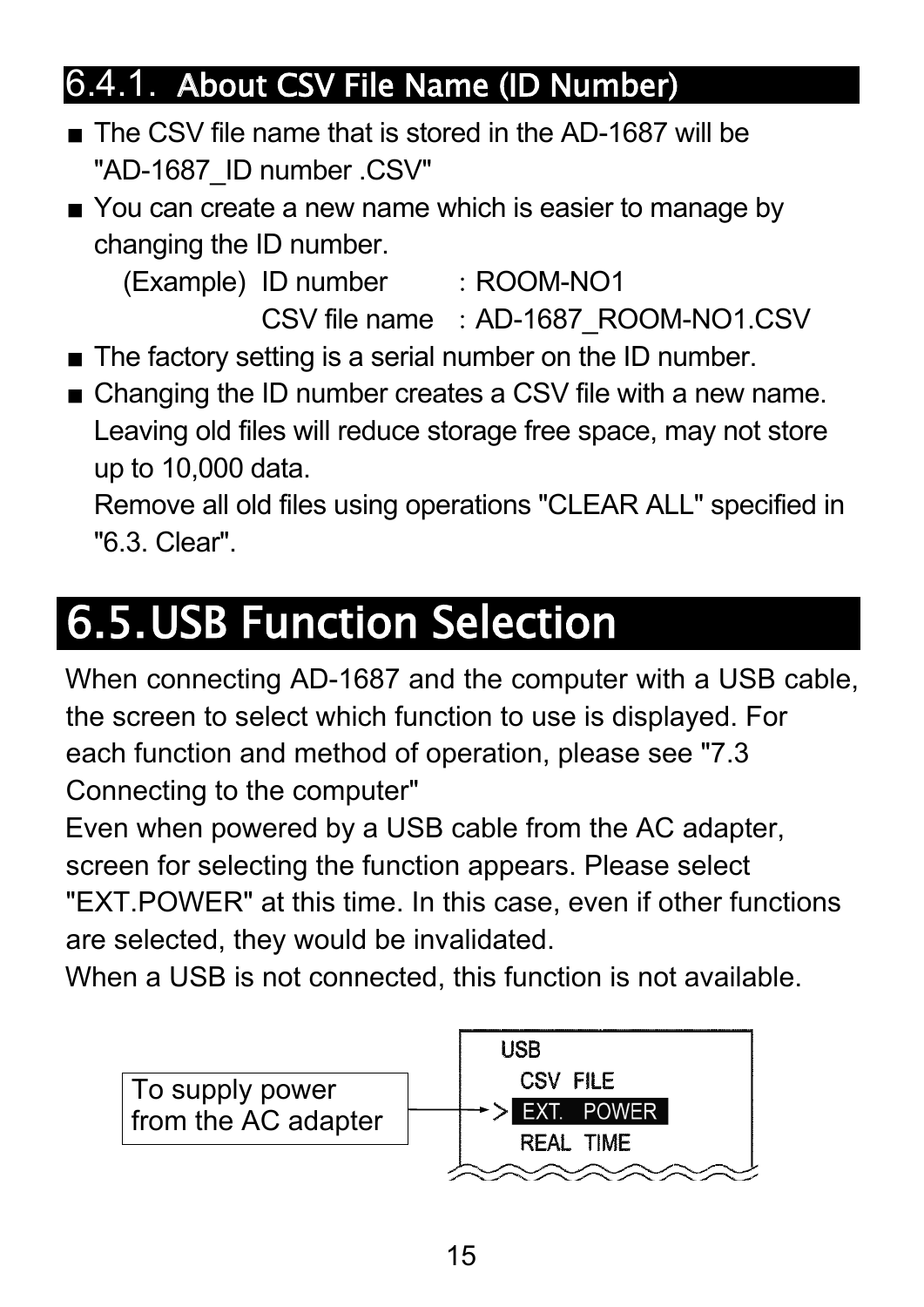### 6.4.1. About CSV File Name (ID Number)

- The CSV file name that is stored in the AD-1687 will be "AD-1687_ID number .CSV"
- You can create a new name which is easier to manage by changing the ID number.

  (Example) ID number : ROOM-NO1
  CSV file name : AD-1687_ROOM-NO1.CSV
- The factory setting is a serial number on the ID number.
- Changing the ID number creates a CSV file with a new name. Leaving old files will reduce storage free space, may not store up to 10,000 data.

  Remove all old files using operations "CLEAR ALL" specified in "6.3. Clear".

## 6.5. USB Function Selection

When connecting AD-1687 and the computer with a USB cable, the screen to select which function to use is displayed. For each function and method of operation, please see "7.3 Connecting to the computer"

Even when powered by a USB cable from the AC adapter, screen for selecting the function appears. Please select "EXT.POWER" at this time. In this case, even if other functions are selected, they would be invalidated.

When a USB is not connected, this function is not available.

To supply power from the AC adapter → 

```
USB
  CSV FILE
> EXT. POWER
  REAL TIME
```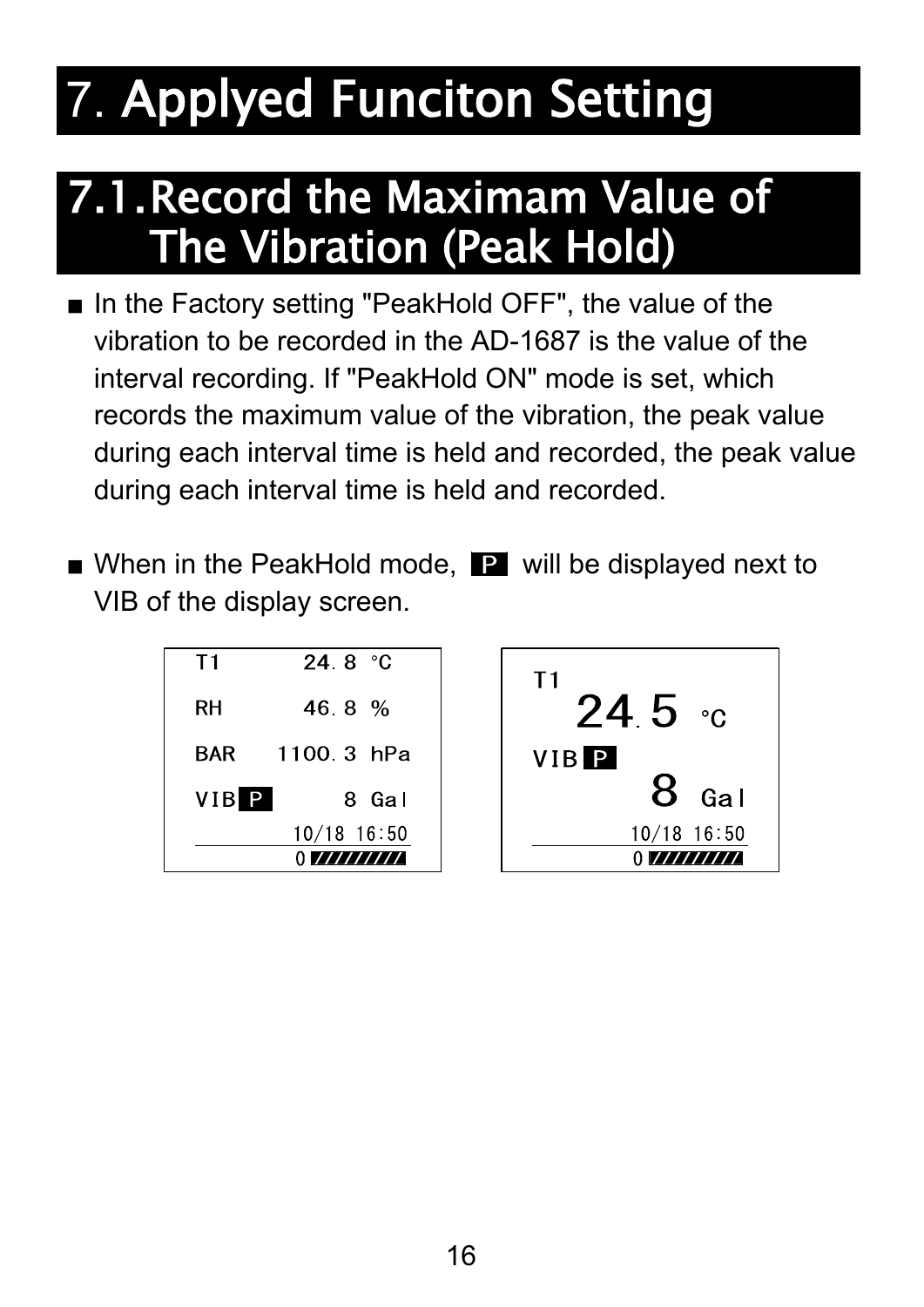# 7. Applyed Funciton Setting

## 7.1. Record the Maximam Value of The Vibration (Peak Hold)

- In the Factory setting "PeakHold OFF", the value of the vibration to be recorded in the AD-1687 is the value of the interval recording. If "PeakHold ON" mode is set, which records the maximum value of the vibration, the peak value during each interval time is held and recorded, the peak value during each interval time is held and recorded.

- When in the PeakHold mode, **P** will be displayed next to VIB of the display screen.

```
T1          24.8 °C
RH          46.8 %
BAR       1100.3 hPa
VIB P          8 Gal
          10/18 16:50
```

```
T1
   24.5 °C
VIB P
        8 Gal
          10/18 16:50
```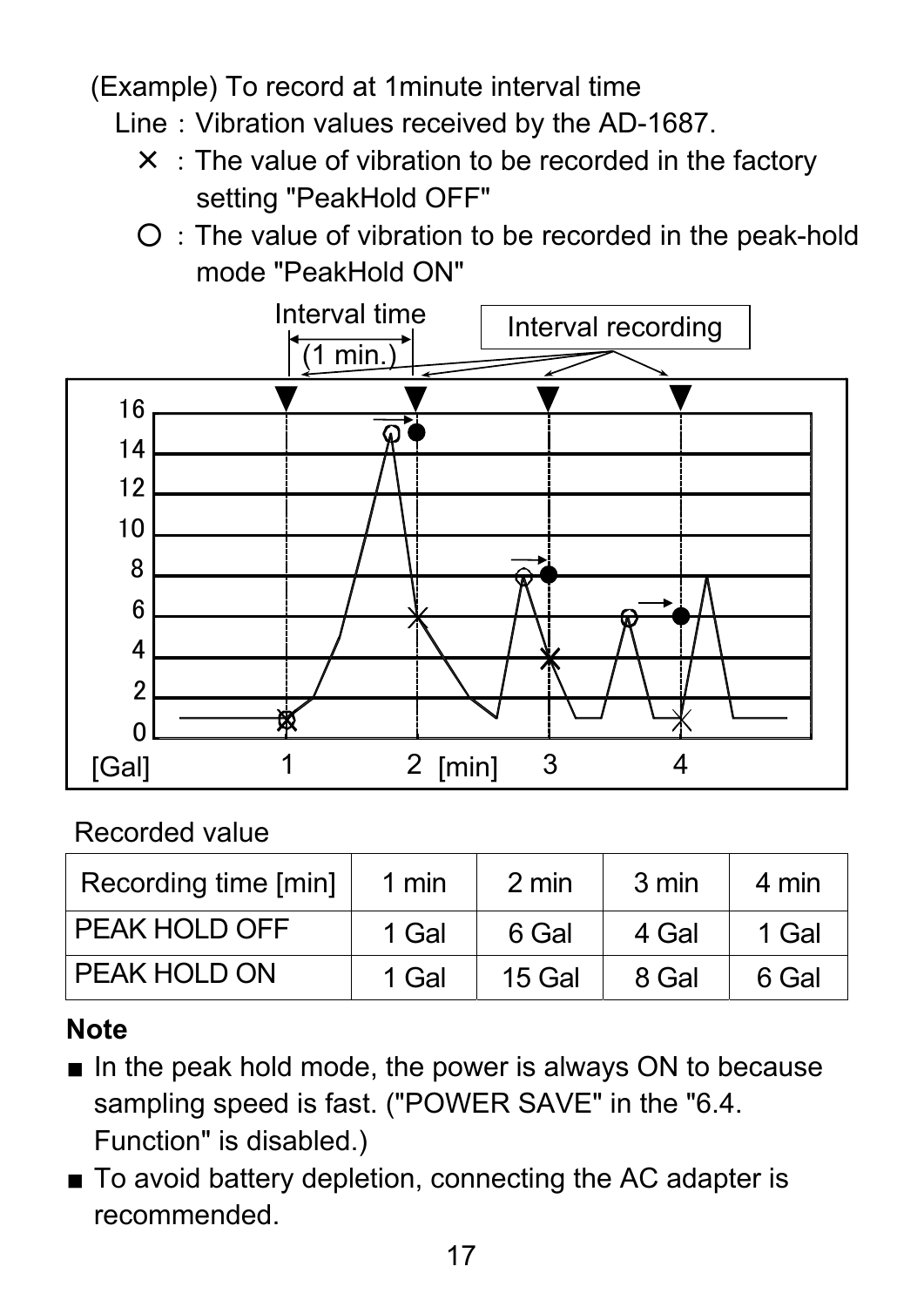(Example) To record at 1minute interval time

Line : Vibration values received by the AD-1687.

× : The value of vibration to be recorded in the factory setting "PeakHold OFF"

○ : The value of vibration to be recorded in the peak-hold mode "PeakHold ON"

Recorded value

| Recording time [min] | 1 min | 2 min | 3 min | 4 min |
|---|---|---|---|---|
| PEAK HOLD OFF | 1 Gal | 6 Gal | 4 Gal | 1 Gal |
| PEAK HOLD ON | 1 Gal | 15 Gal | 8 Gal | 6 Gal |

**Note**

- In the peak hold mode, the power is always ON to because sampling speed is fast. ("POWER SAVE" in the "6.4. Function" is disabled.)
- To avoid battery depletion, connecting the AC adapter is recommended.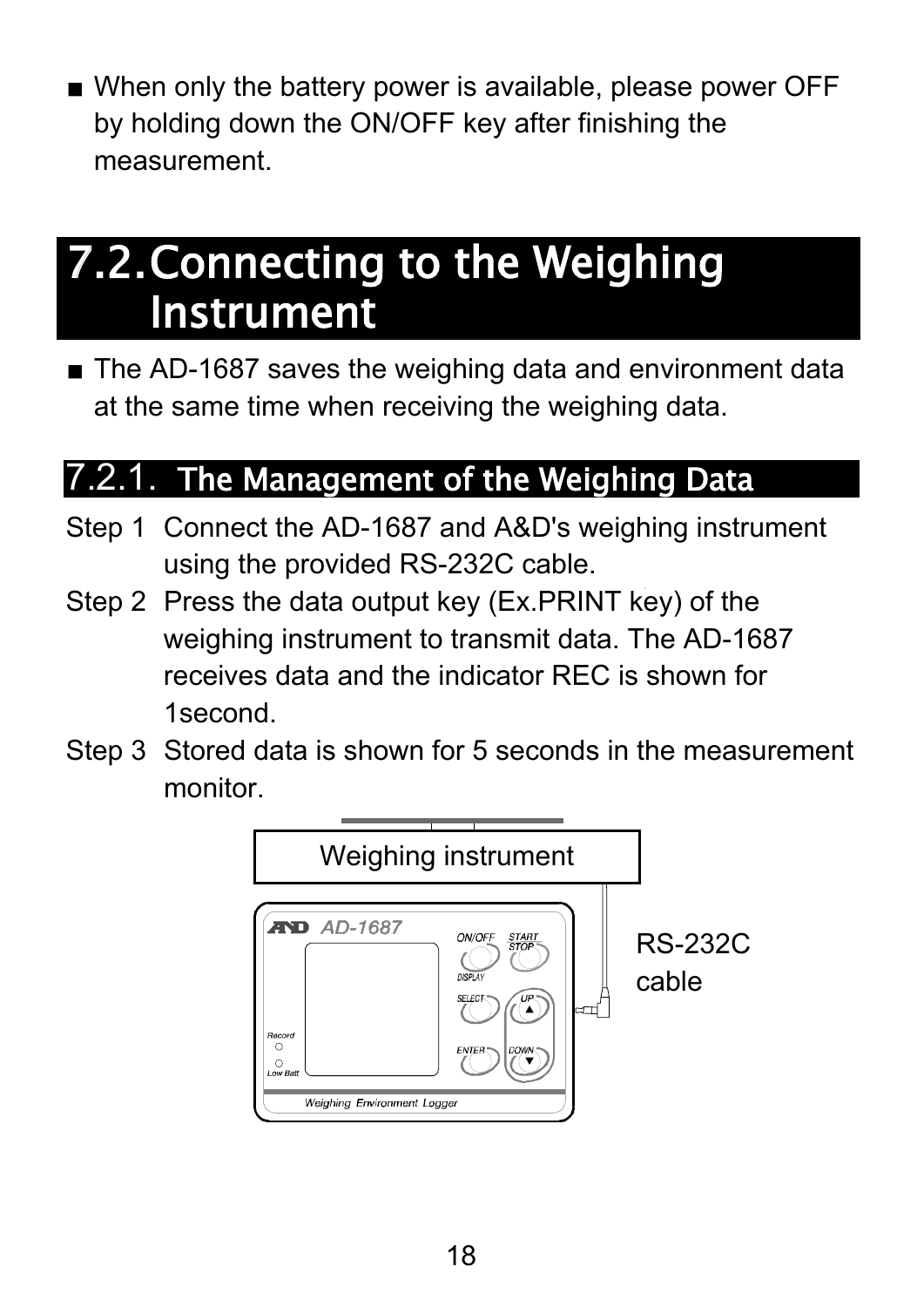- When only the battery power is available, please power OFF by holding down the ON/OFF key after finishing the measurement.

# 7.2. Connecting to the Weighing Instrument

- The AD-1687 saves the weighing data and environment data at the same time when receiving the weighing data.

## 7.2.1. The Management of the Weighing Data

Step 1 Connect the AD-1687 and A&D's weighing instrument using the provided RS-232C cable.

Step 2 Press the data output key (Ex.PRINT key) of the weighing instrument to transmit data. The AD-1687 receives data and the indicator REC is shown for 1second.

Step 3 Stored data is shown for 5 seconds in the measurement monitor.

Weighing instrument

RS-232C cable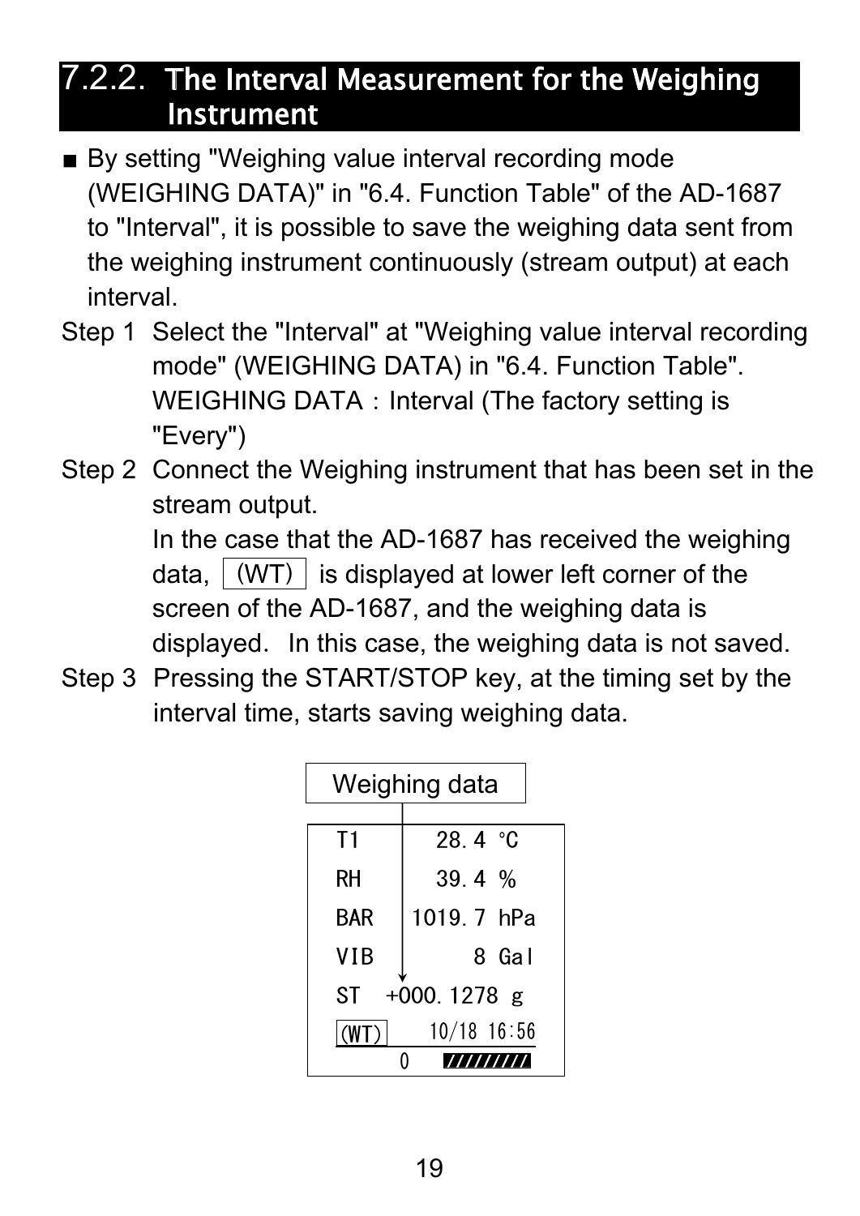## 7.2.2. The Interval Measurement for the Weighing Instrument

- By setting "Weighing value interval recording mode (WEIGHING DATA)" in "6.4. Function Table" of the AD-1687 to "Interval", it is possible to save the weighing data sent from the weighing instrument continuously (stream output) at each interval.

Step 1 Select the "Interval" at "Weighing value interval recording mode" (WEIGHING DATA) in "6.4. Function Table".
WEIGHING DATA：Interval (The factory setting is "Every")

Step 2 Connect the Weighing instrument that has been set in the stream output.
In the case that the AD-1687 has received the weighing data, (WT) is displayed at lower left corner of the screen of the AD-1687, and the weighing data is displayed. In this case, the weighing data is not saved.

Step 3 Pressing the START/STOP key, at the timing set by the interval time, starts saving weighing data.

Weighing data

```
T1        28.4 °C
RH        39.4 %
BAR     1019.7 hPa
VIB          8 Gal
ST   +000.1278 g
(WT)   10/18 16:56
     0  /////////
```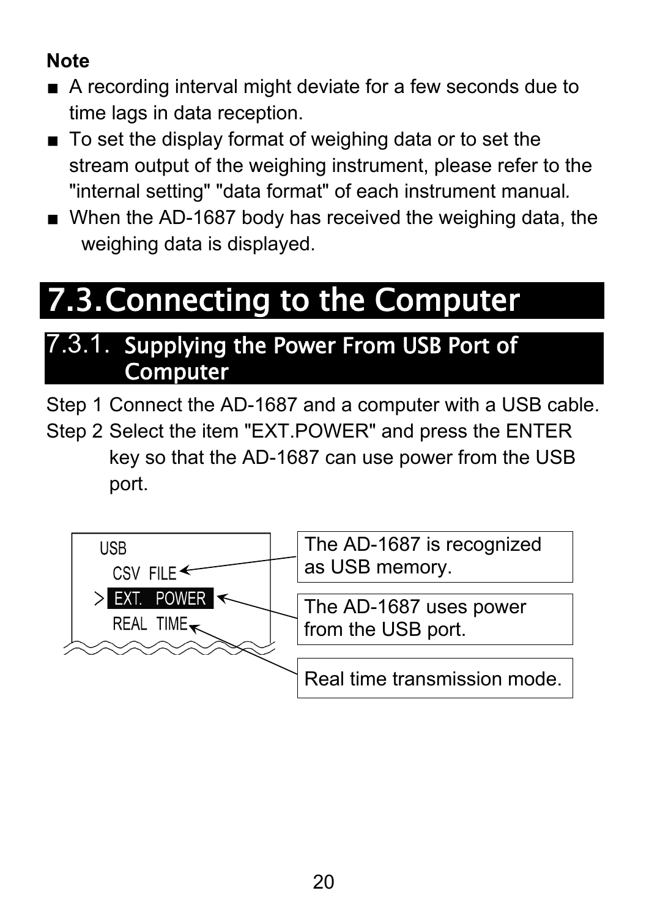**Note**

- A recording interval might deviate for a few seconds due to time lags in data reception.
- To set the display format of weighing data or to set the stream output of the weighing instrument, please refer to the "internal setting" "data format" of each instrument manual.
- When the AD-1687 body has received the weighing data, the weighing data is displayed.

# 7.3. Connecting to the Computer

## 7.3.1. Supplying the Power From USB Port of Computer

Step 1 Connect the AD-1687 and a computer with a USB cable.

Step 2 Select the item "EXT.POWER" and press the ENTER key so that the AD-1687 can use power from the USB port.

```
USB
  CSV  FILE      <- The AD-1687 is recognized as USB memory.
> EXT.  POWER    <- The AD-1687 uses power from the USB port.
  REAL  TIME     <- Real time transmission mode.
```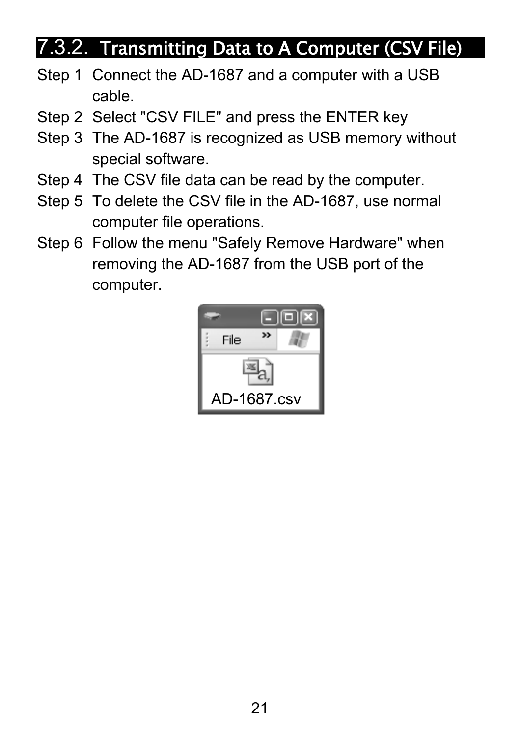## 7.3.2. Transmitting Data to A Computer (CSV File)

Step 1 Connect the AD-1687 and a computer with a USB cable.

Step 2 Select "CSV FILE" and press the ENTER key

Step 3 The AD-1687 is recognized as USB memory without special software.

Step 4 The CSV file data can be read by the computer.

Step 5 To delete the CSV file in the AD-1687, use normal computer file operations.

Step 6 Follow the menu "Safely Remove Hardware" when removing the AD-1687 from the USB port of the computer.

AD-1687.csv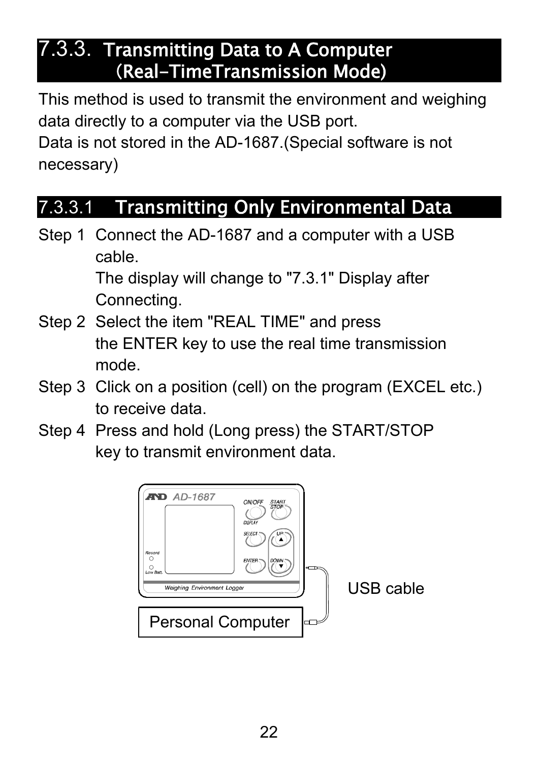## 7.3.3. Transmitting Data to A Computer (Real-TimeTransmission Mode)

This method is used to transmit the environment and weighing data directly to a computer via the USB port.
Data is not stored in the AD-1687.(Special software is not necessary)

### 7.3.3.1 Transmitting Only Environmental Data

Step 1 Connect the AD-1687 and a computer with a USB cable.
The display will change to "7.3.1" Display after Connecting.

Step 2 Select the item "REAL TIME" and press the ENTER key to use the real time transmission mode.

Step 3 Click on a position (cell) on the program (EXCEL etc.) to receive data.

Step 4 Press and hold (Long press) the START/STOP key to transmit environment data.

USB cable

Personal Computer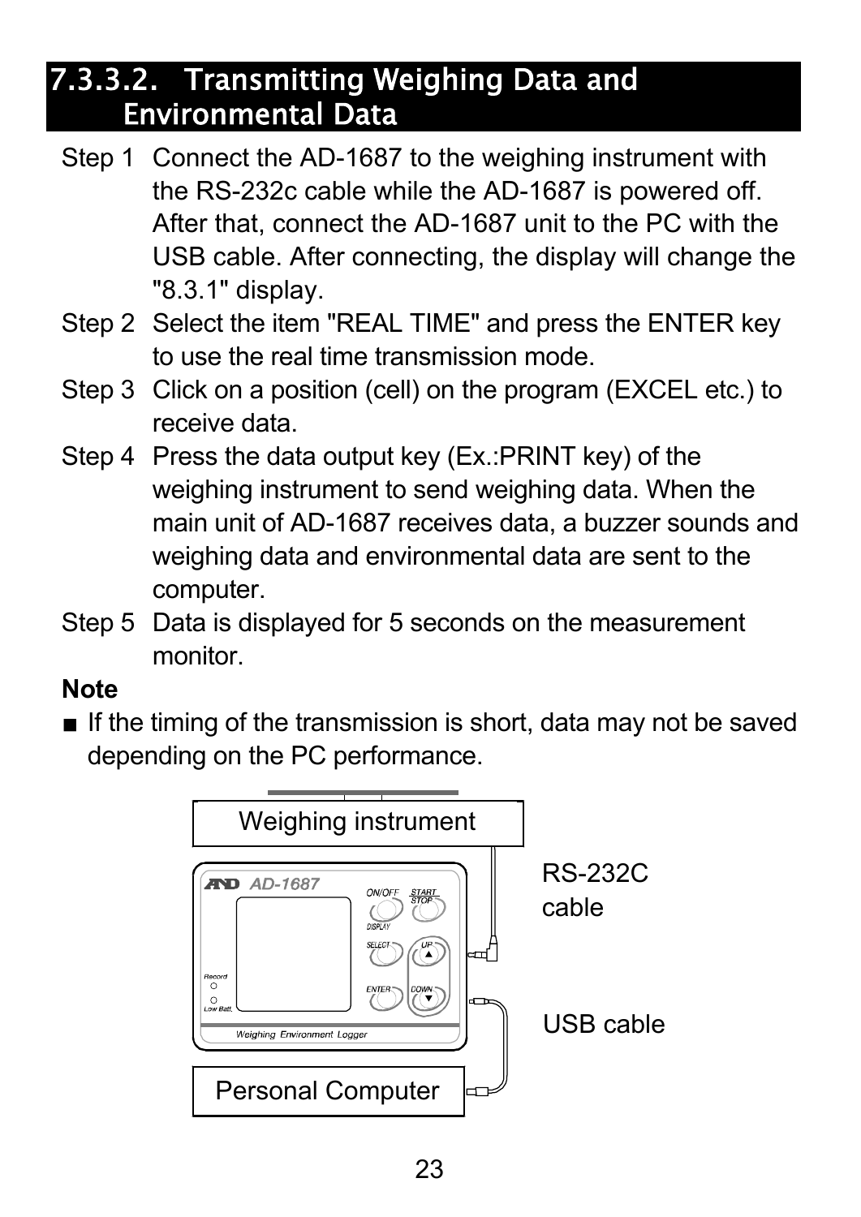## 7.3.3.2. Transmitting Weighing Data and Environmental Data

Step 1 Connect the AD-1687 to the weighing instrument with the RS-232c cable while the AD-1687 is powered off. After that, connect the AD-1687 unit to the PC with the USB cable. After connecting, the display will change the "8.3.1" display.

Step 2 Select the item "REAL TIME" and press the ENTER key to use the real time transmission mode.

Step 3 Click on a position (cell) on the program (EXCEL etc.) to receive data.

Step 4 Press the data output key (Ex.:PRINT key) of the weighing instrument to send weighing data. When the main unit of AD-1687 receives data, a buzzer sounds and weighing data and environmental data are sent to the computer.

Step 5 Data is displayed for 5 seconds on the measurement monitor.

**Note**

■ If the timing of the transmission is short, data may not be saved depending on the PC performance.

Weighing instrument

RS-232C cable

USB cable

Personal Computer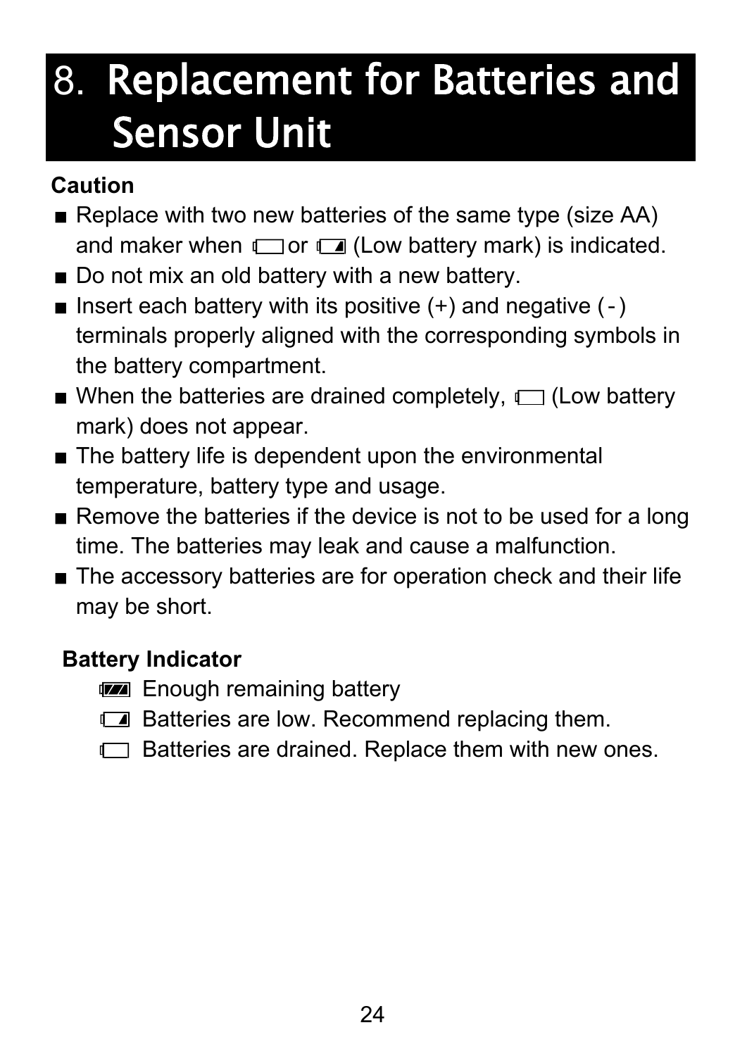# 8. Replacement for Batteries and Sensor Unit

**Caution**

- Replace with two new batteries of the same type (size AA) and maker when ▭ or ◪ (Low battery mark) is indicated.
- Do not mix an old battery with a new battery.
- Insert each battery with its positive (+) and negative (-) terminals properly aligned with the corresponding symbols in the battery compartment.
- When the batteries are drained completely, ▭ (Low battery mark) does not appear.
- The battery life is dependent upon the environmental temperature, battery type and usage.
- Remove the batteries if the device is not to be used for a long time. The batteries may leak and cause a malfunction.
- The accessory batteries are for operation check and their life may be short.

**Battery Indicator**

- ▰ Enough remaining battery
- ◪ Batteries are low. Recommend replacing them.
- ▭ Batteries are drained. Replace them with new ones.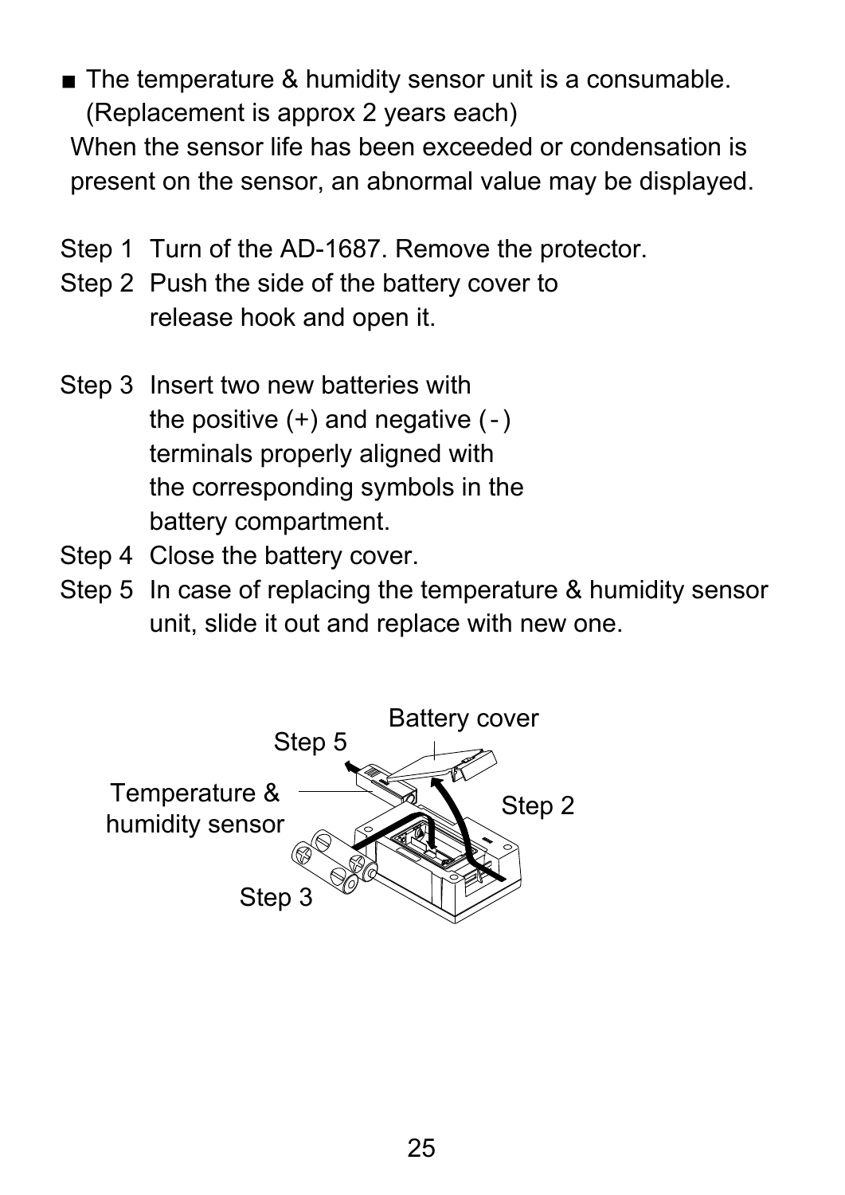■ The temperature & humidity sensor unit is a consumable.
(Replacement is approx 2 years each)
When the sensor life has been exceeded or condensation is present on the sensor, an abnormal value may be displayed.

Step 1 Turn of the AD-1687. Remove the protector.

Step 2 Push the side of the battery cover to release hook and open it.

Step 3 Insert two new batteries with the positive (+) and negative (-) terminals properly aligned with the corresponding symbols in the battery compartment.

Step 4 Close the battery cover.

Step 5 In case of replacing the temperature & humidity sensor unit, slide it out and replace with new one.

Battery cover

Step 5

Temperature & humidity sensor

Step 2

Step 3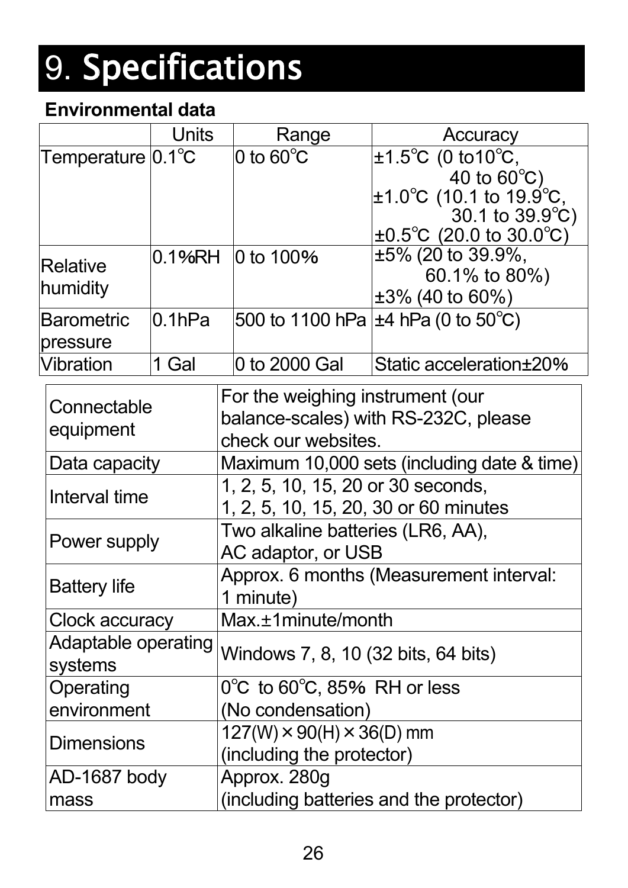# 9. Specifications

**Environmental data**

| | Units | Range | Accuracy |
|---|---|---|---|
| Temperature | 0.1℃ | 0 to 60℃ | ±1.5℃ (0 to10℃, 40 to 60℃)<br>±1.0℃ (10.1 to 19.9℃, 30.1 to 39.9℃)<br>±0.5℃ (20.0 to 30.0℃) |
| Relative humidity | 0.1%RH | 0 to 100% | ±5% (20 to 39.9%, 60.1% to 80%)<br>±3% (40 to 60%) |
| Barometric pressure | 0.1hPa | 500 to 1100 hPa | ±4 hPa (0 to 50℃) |
| Vibration | 1 Gal | 0 to 2000 Gal | Static acceleration±20% |

| | |
|---|---|
| Connectable equipment | For the weighing instrument (our balance-scales) with RS-232C, please check our websites. |
| Data capacity | Maximum 10,000 sets (including date & time) |
| Interval time | 1, 2, 5, 10, 15, 20 or 30 seconds,<br>1, 2, 5, 10, 15, 20, 30 or 60 minutes |
| Power supply | Two alkaline batteries (LR6, AA),<br>AC adaptor, or USB |
| Battery life | Approx. 6 months (Measurement interval: 1 minute) |
| Clock accuracy | Max.±1minute/month |
| Adaptable operating systems | Windows 7, 8, 10 (32 bits, 64 bits) |
| Operating environment | 0℃ to 60℃, 85% RH or less<br>(No condensation) |
| Dimensions | 127(W)×90(H)×36(D) mm<br>(including the protector) |
| AD-1687 body mass | Approx. 280g<br>(including batteries and the protector) |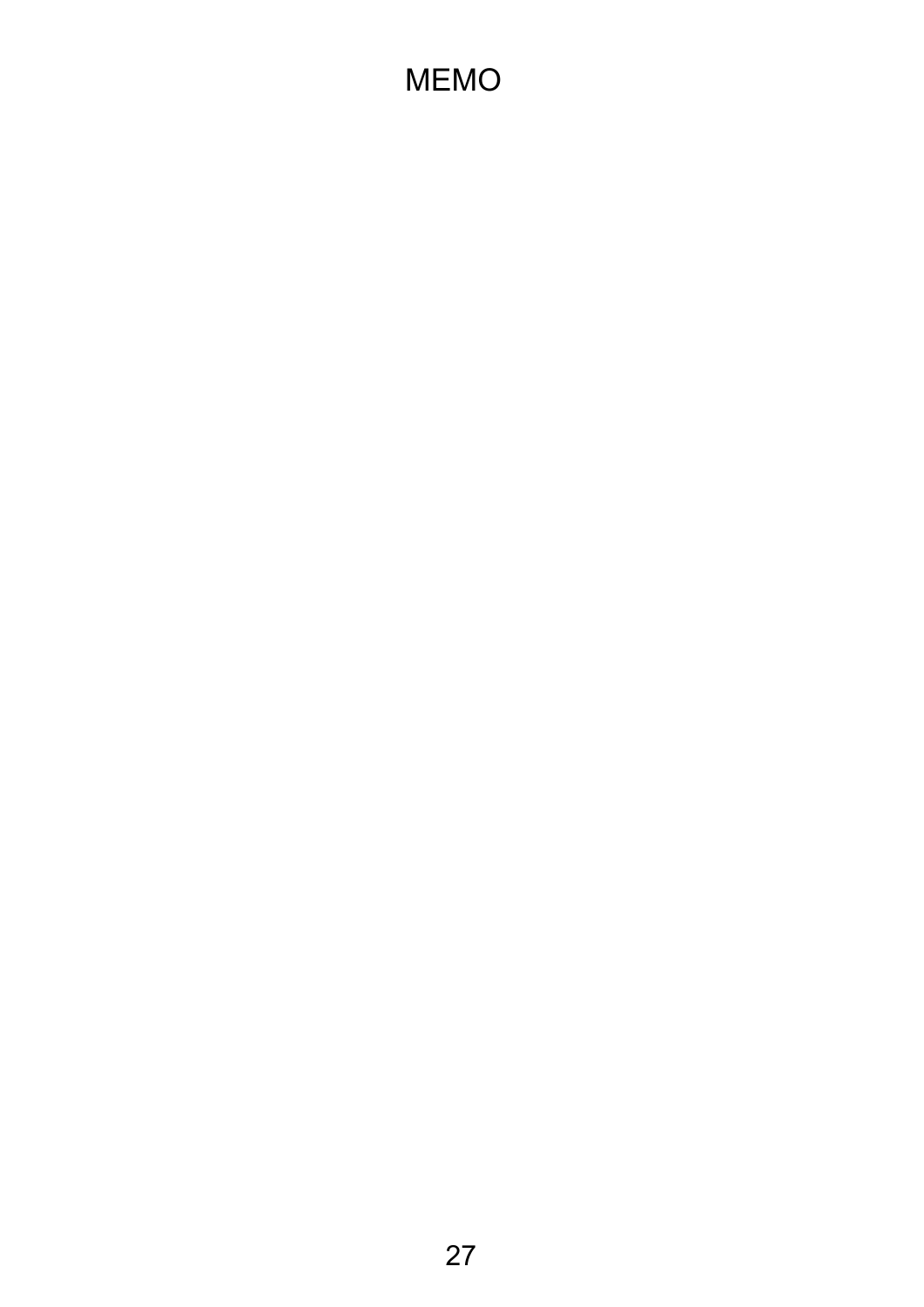# MEMO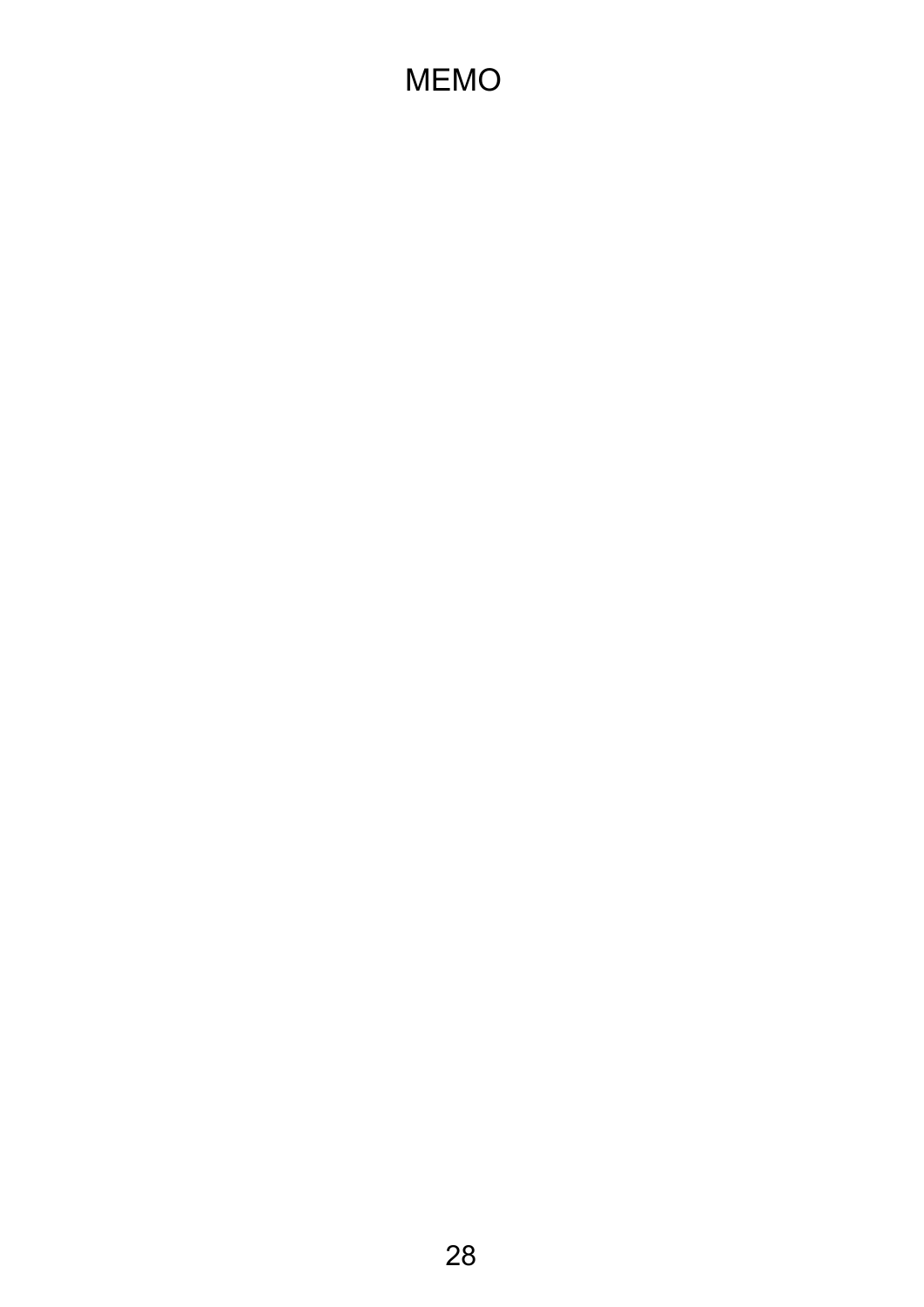# MEMO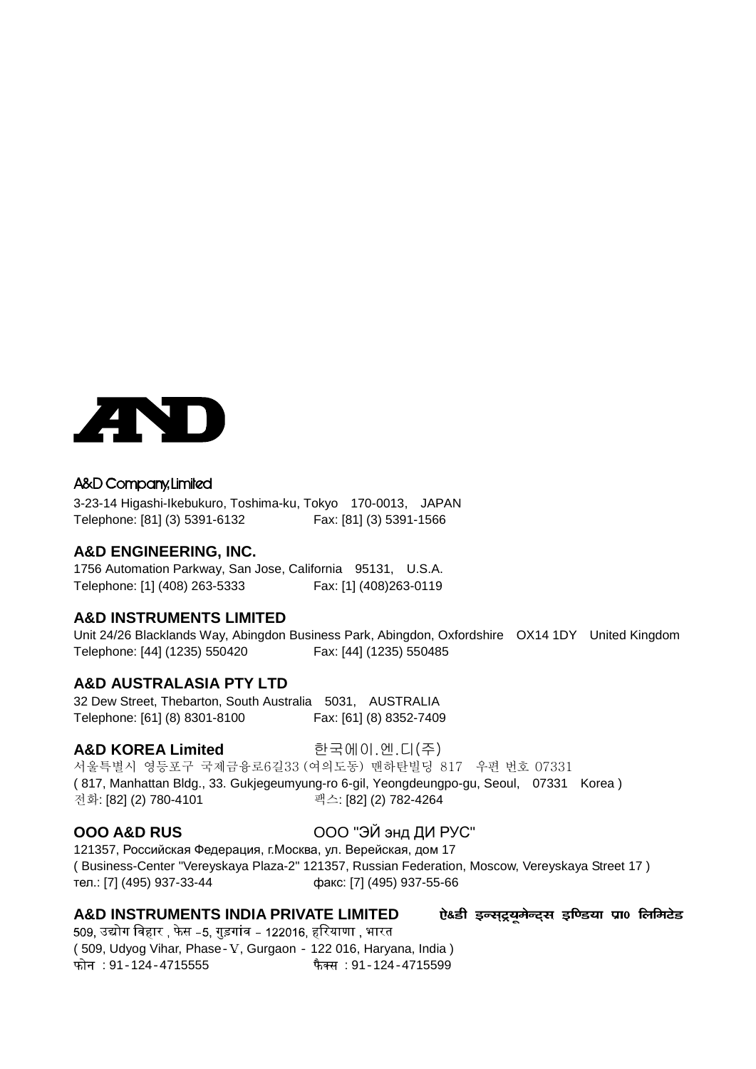A&D Company, Limited

3-23-14 Higashi-Ikebukuro, Toshima-ku, Tokyo 170-0013, JAPAN
Telephone: [81] (3) 5391-6132 Fax: [81] (3) 5391-1566

**A&D ENGINEERING, INC.**

1756 Automation Parkway, San Jose, California 95131, U.S.A.
Telephone: [1] (408) 263-5333 Fax: [1] (408)263-0119

**A&D INSTRUMENTS LIMITED**

Unit 24/26 Blacklands Way, Abingdon Business Park, Abingdon, Oxfordshire OX14 1DY United Kingdom
Telephone: [44] (1235) 550420 Fax: [44] (1235) 550485

**A&D AUSTRALASIA PTY LTD**

32 Dew Street, Thebarton, South Australia 5031, AUSTRALIA
Telephone: [61] (8) 8301-8100 Fax: [61] (8) 8352-7409

**A&D KOREA Limited** 한국에이.엔.디(주)

서울특별시 영등포구 국제금융로6길33 (여의도동) 맨하탄빌딩 817 우편 번호 07331
( 817, Manhattan Bldg., 33. Gukjegeumyung-ro 6-gil, Yeongdeungpo-gu, Seoul, 07331 Korea )
전화: [82] (2) 780-4101 팩스: [82] (2) 782-4264

**OOO A&D RUS** OOO "ЭЙ энд ДИ РУС"

121357, Российская Федерация, г.Москва, ул. Верейская, дом 17
( Business-Center "Vereyskaya Plaza-2" 121357, Russian Federation, Moscow, Vereyskaya Street 17 )
тел.: [7] (495) 937-33-44 факс: [7] (495) 937-55-66

**A&D INSTRUMENTS INDIA PRIVATE LIMITED** **ऐ&डी इन्स्ट्रयूमेन्ट्स इण्डिया प्रा० लिमिटेड**

509, उद्योग विहार , फेस -5, गुडगांव - 122016, हरियाणा , भारत
( 509, Udyog Vihar, Phase-V, Gurgaon - 122 016, Haryana, India )
फोन : 91-124-4715555 फैक्स : 91-124-4715599